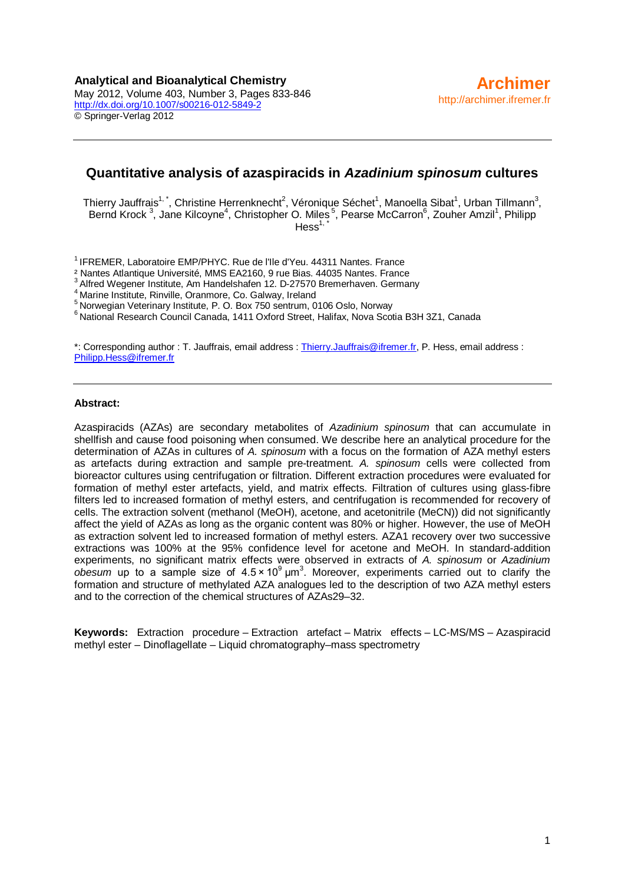**Analytical and Bioanalytical Chemistry**
May 2012, Volume 403, Number 3, Pages 833-846
http://dx.doi.org/10.1007/s00216-012-5849-2
© Springer-Verlag 2012

**Archimer**
http://archimer.ifremer.fr

# Quantitative analysis of azaspiracids in *Azadinium spinosum* cultures

Thierry Jauffrais[1,*], Christine Herrenknecht[2], Véronique Séchet[1], Manoella Sibat[1], Urban Tillmann[3], Bernd Krock[3], Jane Kilcoyne[4], Christopher O. Miles[5], Pearse McCarron[6], Zouher Amzil[1], Philipp Hess[1,*]

[1] IFREMER, Laboratoire EMP/PHYC. Rue de l'Ile d'Yeu. 44311 Nantes. France
[2] Nantes Atlantique Université, MMS EA2160, 9 rue Bias. 44035 Nantes. France
[3] Alfred Wegener Institute, Am Handelshafen 12. D-27570 Bremerhaven. Germany
[4] Marine Institute, Rinville, Oranmore, Co. Galway, Ireland
[5] Norwegian Veterinary Institute, P. O. Box 750 sentrum, 0106 Oslo, Norway
[6] National Research Council Canada, 1411 Oxford Street, Halifax, Nova Scotia B3H 3Z1, Canada

*: Corresponding author : T. Jauffrais, email address : Thierry.Jauffrais@ifremer.fr, P. Hess, email address : Philipp.Hess@ifremer.fr

## Abstract:

Azaspiracids (AZAs) are secondary metabolites of *Azadinium spinosum* that can accumulate in shellfish and cause food poisoning when consumed. We describe here an analytical procedure for the determination of AZAs in cultures of *A. spinosum* with a focus on the formation of AZA methyl esters as artefacts during extraction and sample pre-treatment. *A. spinosum* cells were collected from bioreactor cultures using centrifugation or filtration. Different extraction procedures were evaluated for formation of methyl ester artefacts, yield, and matrix effects. Filtration of cultures using glass-fibre filters led to increased formation of methyl esters, and centrifugation is recommended for recovery of cells. The extraction solvent (methanol (MeOH), acetone, and acetonitrile (MeCN)) did not significantly affect the yield of AZAs as long as the organic content was 80% or higher. However, the use of MeOH as extraction solvent led to increased formation of methyl esters. AZA1 recovery over two successive extractions was 100% at the 95% confidence level for acetone and MeOH. In standard-addition experiments, no significant matrix effects were observed in extracts of *A. spinosum* or *Azadinium obesum* up to a sample size of $4.5 \times 10^9$ µm$^3$. Moreover, experiments carried out to clarify the formation and structure of methylated AZA analogues led to the description of two AZA methyl esters and to the correction of the chemical structures of AZAs29–32.

**Keywords:** Extraction procedure – Extraction artefact – Matrix effects – LC-MS/MS – Azaspiracid methyl ester – Dinoflagellate – Liquid chromatography–mass spectrometry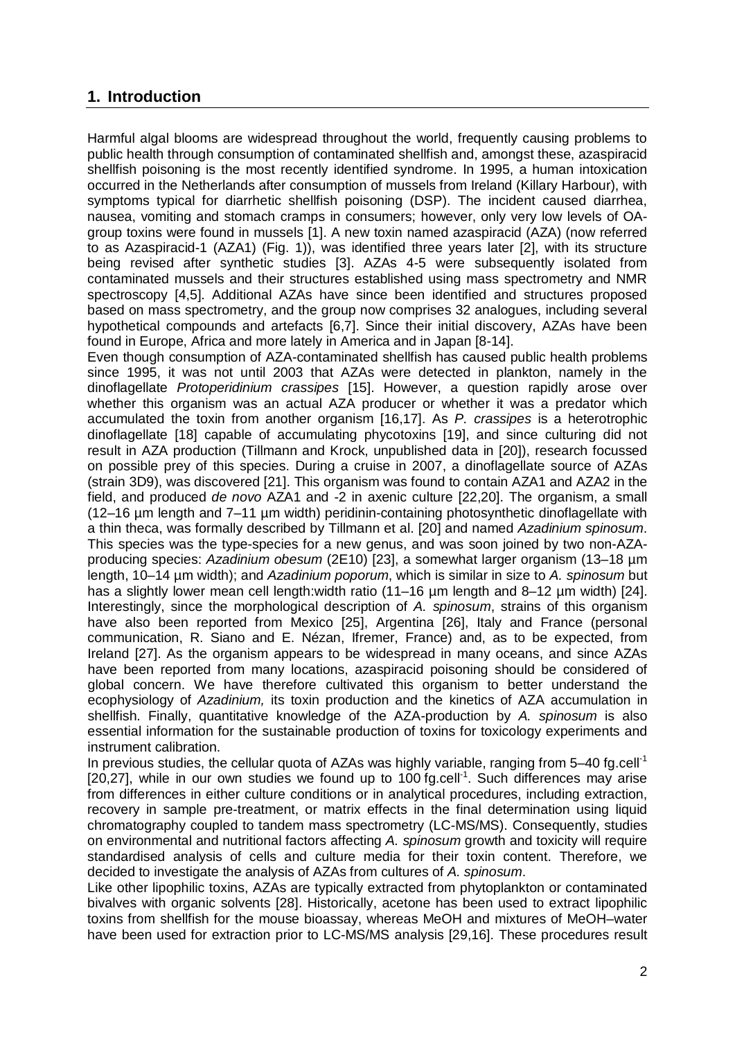## 1. Introduction

Harmful algal blooms are widespread throughout the world, frequently causing problems to public health through consumption of contaminated shellfish and, amongst these, azaspiracid shellfish poisoning is the most recently identified syndrome. In 1995, a human intoxication occurred in the Netherlands after consumption of mussels from Ireland (Killary Harbour), with symptoms typical for diarrhetic shellfish poisoning (DSP). The incident caused diarrhea, nausea, vomiting and stomach cramps in consumers; however, only very low levels of OA-group toxins were found in mussels [1]. A new toxin named azaspiracid (AZA) (now referred to as Azaspiracid-1 (AZA1) (Fig. 1)), was identified three years later [2], with its structure being revised after synthetic studies [3]. AZAs 4-5 were subsequently isolated from contaminated mussels and their structures established using mass spectrometry and NMR spectroscopy [4,5]. Additional AZAs have since been identified and structures proposed based on mass spectrometry, and the group now comprises 32 analogues, including several hypothetical compounds and artefacts [6,7]. Since their initial discovery, AZAs have been found in Europe, Africa and more lately in America and in Japan [8-14].

Even though consumption of AZA-contaminated shellfish has caused public health problems since 1995, it was not until 2003 that AZAs were detected in plankton, namely in the dinoflagellate *Protoperidinium crassipes* [15]. However, a question rapidly arose over whether this organism was an actual AZA producer or whether it was a predator which accumulated the toxin from another organism [16,17]. As *P. crassipes* is a heterotrophic dinoflagellate [18] capable of accumulating phycotoxins [19], and since culturing did not result in AZA production (Tillmann and Krock, unpublished data in [20]), research focussed on possible prey of this species. During a cruise in 2007, a dinoflagellate source of AZAs (strain 3D9), was discovered [21]. This organism was found to contain AZA1 and AZA2 in the field, and produced *de novo* AZA1 and -2 in axenic culture [22,20]. The organism, a small (12–16 µm length and 7–11 µm width) peridinin-containing photosynthetic dinoflagellate with a thin theca, was formally described by Tillmann et al. [20] and named *Azadinium spinosum*. This species was the type-species for a new genus, and was soon joined by two non-AZA-producing species: *Azadinium obesum* (2E10) [23], a somewhat larger organism (13–18 µm length, 10–14 µm width); and *Azadinium poporum*, which is similar in size to *A. spinosum* but has a slightly lower mean cell length:width ratio (11–16 µm length and 8–12 µm width) [24]. Interestingly, since the morphological description of *A. spinosum*, strains of this organism have also been reported from Mexico [25], Argentina [26], Italy and France (personal communication, R. Siano and E. Nézan, Ifremer, France) and, as to be expected, from Ireland [27]. As the organism appears to be widespread in many oceans, and since AZAs have been reported from many locations, azaspiracid poisoning should be considered of global concern. We have therefore cultivated this organism to better understand the ecophysiology of *Azadinium,* its toxin production and the kinetics of AZA accumulation in shellfish. Finally, quantitative knowledge of the AZA-production by *A. spinosum* is also essential information for the sustainable production of toxins for toxicology experiments and instrument calibration.

In previous studies, the cellular quota of AZAs was highly variable, ranging from 5–40 $fg.cell^{-1}$ [20,27], while in our own studies we found up to 100 $fg.cell^{-1}$. Such differences may arise from differences in either culture conditions or in analytical procedures, including extraction, recovery in sample pre-treatment, or matrix effects in the final determination using liquid chromatography coupled to tandem mass spectrometry (LC-MS/MS). Consequently, studies on environmental and nutritional factors affecting *A. spinosum* growth and toxicity will require standardised analysis of cells and culture media for their toxin content. Therefore, we decided to investigate the analysis of AZAs from cultures of *A. spinosum*.

Like other lipophilic toxins, AZAs are typically extracted from phytoplankton or contaminated bivalves with organic solvents [28]. Historically, acetone has been used to extract lipophilic toxins from shellfish for the mouse bioassay, whereas MeOH and mixtures of MeOH–water have been used for extraction prior to LC-MS/MS analysis [29,16]. These procedures result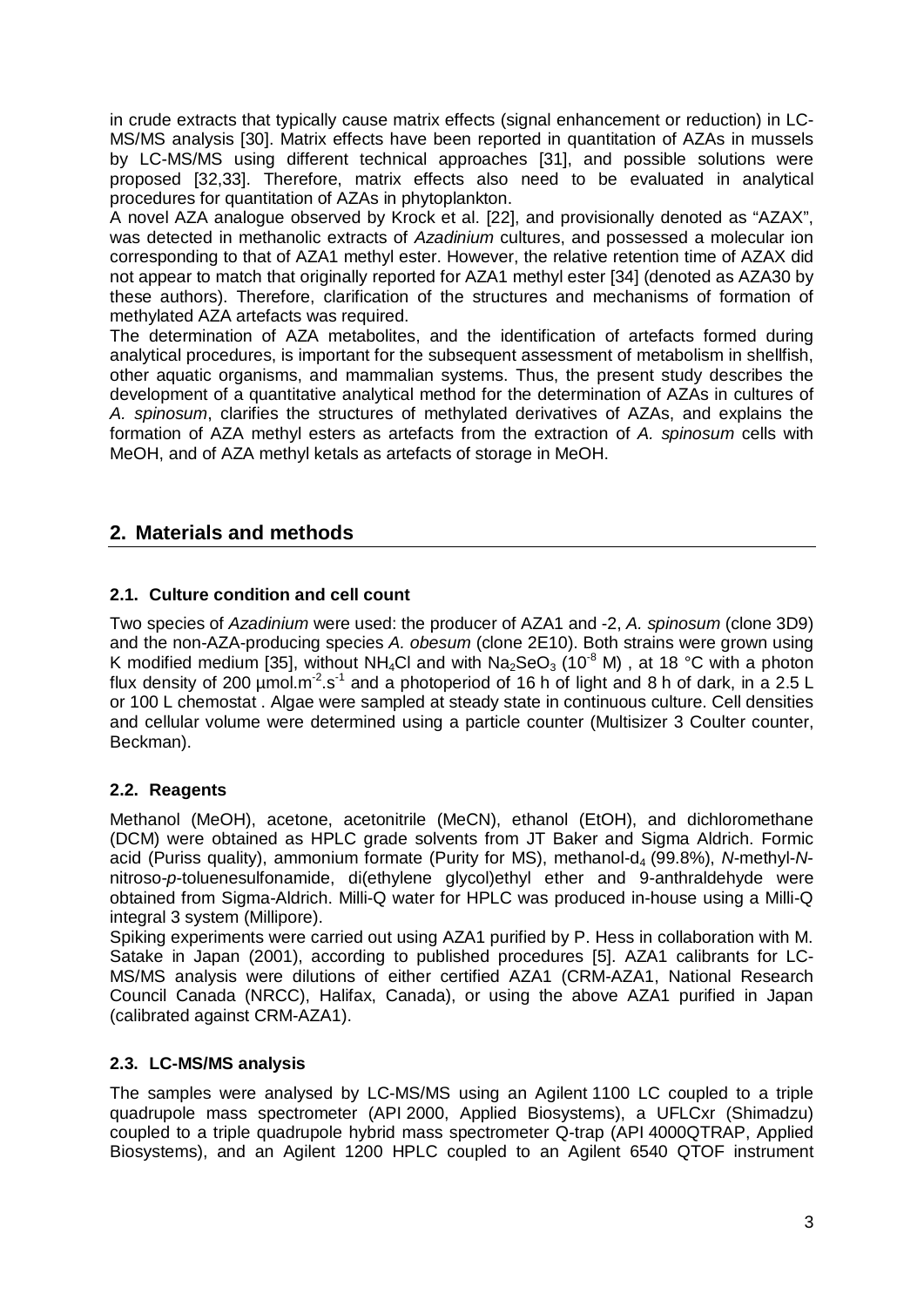in crude extracts that typically cause matrix effects (signal enhancement or reduction) in LC-MS/MS analysis [30]. Matrix effects have been reported in quantitation of AZAs in mussels by LC-MS/MS using different technical approaches [31], and possible solutions were proposed [32,33]. Therefore, matrix effects also need to be evaluated in analytical procedures for quantitation of AZAs in phytoplankton.

A novel AZA analogue observed by Krock et al. [22], and provisionally denoted as "AZAX", was detected in methanolic extracts of *Azadinium* cultures, and possessed a molecular ion corresponding to that of AZA1 methyl ester. However, the relative retention time of AZAX did not appear to match that originally reported for AZA1 methyl ester [34] (denoted as AZA30 by these authors). Therefore, clarification of the structures and mechanisms of formation of methylated AZA artefacts was required.

The determination of AZA metabolites, and the identification of artefacts formed during analytical procedures, is important for the subsequent assessment of metabolism in shellfish, other aquatic organisms, and mammalian systems. Thus, the present study describes the development of a quantitative analytical method for the determination of AZAs in cultures of *A. spinosum*, clarifies the structures of methylated derivatives of AZAs, and explains the formation of AZA methyl esters as artefacts from the extraction of *A. spinosum* cells with MeOH, and of AZA methyl ketals as artefacts of storage in MeOH.

## 2. Materials and methods

### 2.1. Culture condition and cell count

Two species of *Azadinium* were used: the producer of AZA1 and -2, *A. spinosum* (clone 3D9) and the non-AZA-producing species *A. obesum* (clone 2E10). Both strains were grown using K modified medium [35], without $NH_4Cl$ and with $Na_2SeO_3$ ($10^{-8}$ M) , at 18 °C with a photon flux density of 200 µmol.m$^{-2}$.s$^{-1}$ and a photoperiod of 16 h of light and 8 h of dark, in a 2.5 L or 100 L chemostat . Algae were sampled at steady state in continuous culture. Cell densities and cellular volume were determined using a particle counter (Multisizer 3 Coulter counter, Beckman).

### 2.2. Reagents

Methanol (MeOH), acetone, acetonitrile (MeCN), ethanol (EtOH), and dichloromethane (DCM) were obtained as HPLC grade solvents from JT Baker and Sigma Aldrich. Formic acid (Puriss quality), ammonium formate (Purity for MS), methanol-$d_4$ (99.8%), *N*-methyl-*N*-nitroso-*p*-toluenesulfonamide, di(ethylene glycol)ethyl ether and 9-anthraldehyde were obtained from Sigma-Aldrich. Milli-Q water for HPLC was produced in-house using a Milli-Q integral 3 system (Millipore).

Spiking experiments were carried out using AZA1 purified by P. Hess in collaboration with M. Satake in Japan (2001), according to published procedures [5]. AZA1 calibrants for LC-MS/MS analysis were dilutions of either certified AZA1 (CRM-AZA1, National Research Council Canada (NRCC), Halifax, Canada), or using the above AZA1 purified in Japan (calibrated against CRM-AZA1).

### 2.3. LC-MS/MS analysis

The samples were analysed by LC-MS/MS using an Agilent 1100 LC coupled to a triple quadrupole mass spectrometer (API 2000, Applied Biosystems), a UFLCxr (Shimadzu) coupled to a triple quadrupole hybrid mass spectrometer Q-trap (API 4000QTRAP, Applied Biosystems), and an Agilent 1200 HPLC coupled to an Agilent 6540 QTOF instrument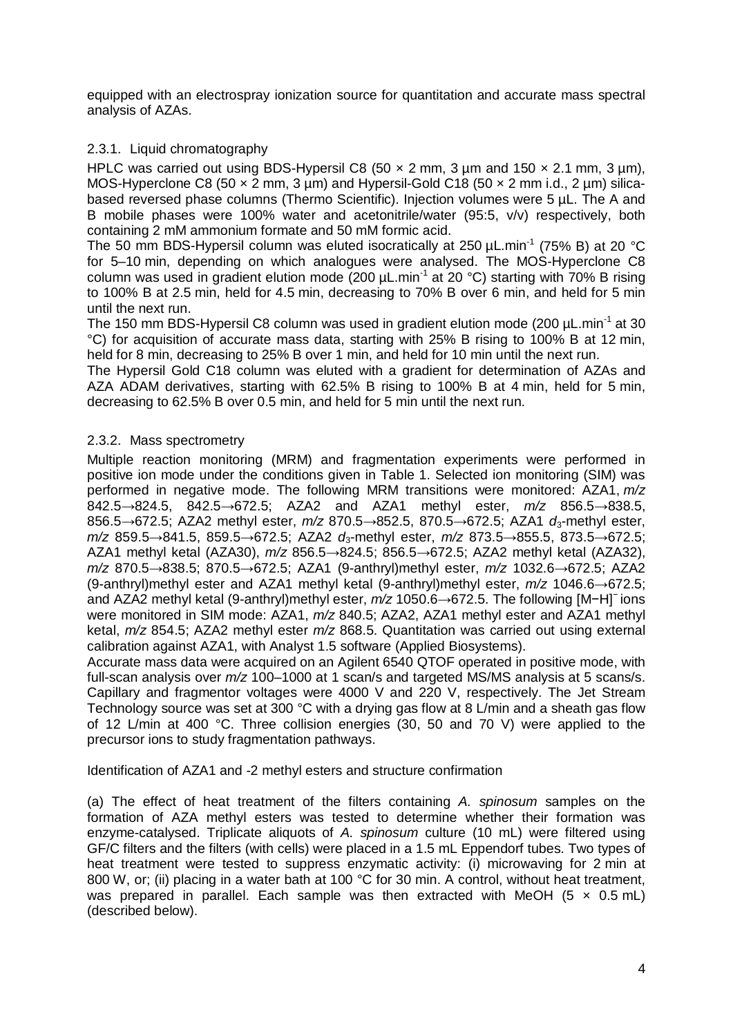equipped with an electrospray ionization source for quantitation and accurate mass spectral analysis of AZAs.

### 2.3.1. Liquid chromatography

HPLC was carried out using BDS-Hypersil C8 (50 × 2 mm, 3 µm and 150 × 2.1 mm, 3 µm), MOS-Hyperclone C8 (50 × 2 mm, 3 µm) and Hypersil-Gold C18 (50 × 2 mm i.d., 2 µm) silica-based reversed phase columns (Thermo Scientific). Injection volumes were 5 µL. The A and B mobile phases were 100% water and acetonitrile/water (95:5, v/v) respectively, both containing 2 mM ammonium formate and 50 mM formic acid.

The 50 mm BDS-Hypersil column was eluted isocratically at 250 µL.min$^{-1}$ (75% B) at 20 °C for 5–10 min, depending on which analogues were analysed. The MOS-Hyperclone C8 column was used in gradient elution mode (200 µL.min$^{-1}$ at 20 °C) starting with 70% B rising to 100% B at 2.5 min, held for 4.5 min, decreasing to 70% B over 6 min, and held for 5 min until the next run.

The 150 mm BDS-Hypersil C8 column was used in gradient elution mode (200 µL.min$^{-1}$ at 30 °C) for acquisition of accurate mass data, starting with 25% B rising to 100% B at 12 min, held for 8 min, decreasing to 25% B over 1 min, and held for 10 min until the next run.

The Hypersil Gold C18 column was eluted with a gradient for determination of AZAs and AZA ADAM derivatives, starting with 62.5% B rising to 100% B at 4 min, held for 5 min, decreasing to 62.5% B over 0.5 min, and held for 5 min until the next run.

### 2.3.2. Mass spectrometry

Multiple reaction monitoring (MRM) and fragmentation experiments were performed in positive ion mode under the conditions given in Table 1. Selected ion monitoring (SIM) was performed in negative mode. The following MRM transitions were monitored: AZA1, *m/z* 842.5→824.5, 842.5→672.5; AZA2 and AZA1 methyl ester, *m/z* 856.5→838.5, 856.5→672.5; AZA2 methyl ester, *m/z* 870.5→852.5, 870.5→672.5; AZA1 $d_3$-methyl ester, *m/z* 859.5→841.5, 859.5→672.5; AZA2 $d_3$-methyl ester, *m/z* 873.5→855.5, 873.5→672.5; AZA1 methyl ketal (AZA30), *m/z* 856.5→824.5; 856.5→672.5; AZA2 methyl ketal (AZA32), *m/z* 870.5→838.5; 870.5→672.5; AZA1 (9-anthryl)methyl ester, *m/z* 1032.6→672.5; AZA2 (9-anthryl)methyl ester and AZA1 methyl ketal (9-anthryl)methyl ester, *m/z* 1046.6→672.5; and AZA2 methyl ketal (9-anthryl)methyl ester, *m/z* 1050.6→672.5. The following $[M-H]^-$ ions were monitored in SIM mode: AZA1, *m/z* 840.5; AZA2, AZA1 methyl ester and AZA1 methyl ketal, *m/z* 854.5; AZA2 methyl ester *m/z* 868.5. Quantitation was carried out using external calibration against AZA1, with Analyst 1.5 software (Applied Biosystems).

Accurate mass data were acquired on an Agilent 6540 QTOF operated in positive mode, with full-scan analysis over *m/z* 100–1000 at 1 scan/s and targeted MS/MS analysis at 5 scans/s. Capillary and fragmentor voltages were 4000 V and 220 V, respectively. The Jet Stream Technology source was set at 300 °C with a drying gas flow at 8 L/min and a sheath gas flow of 12 L/min at 400 °C. Three collision energies (30, 50 and 70 V) were applied to the precursor ions to study fragmentation pathways.

Identification of AZA1 and -2 methyl esters and structure confirmation

(a) The effect of heat treatment of the filters containing *A. spinosum* samples on the formation of AZA methyl esters was tested to determine whether their formation was enzyme-catalysed. Triplicate aliquots of *A. spinosum* culture (10 mL) were filtered using GF/C filters and the filters (with cells) were placed in a 1.5 mL Eppendorf tubes. Two types of heat treatment were tested to suppress enzymatic activity: (i) microwaving for 2 min at 800 W, or; (ii) placing in a water bath at 100 °C for 30 min. A control, without heat treatment, was prepared in parallel. Each sample was then extracted with MeOH (5 × 0.5 mL) (described below).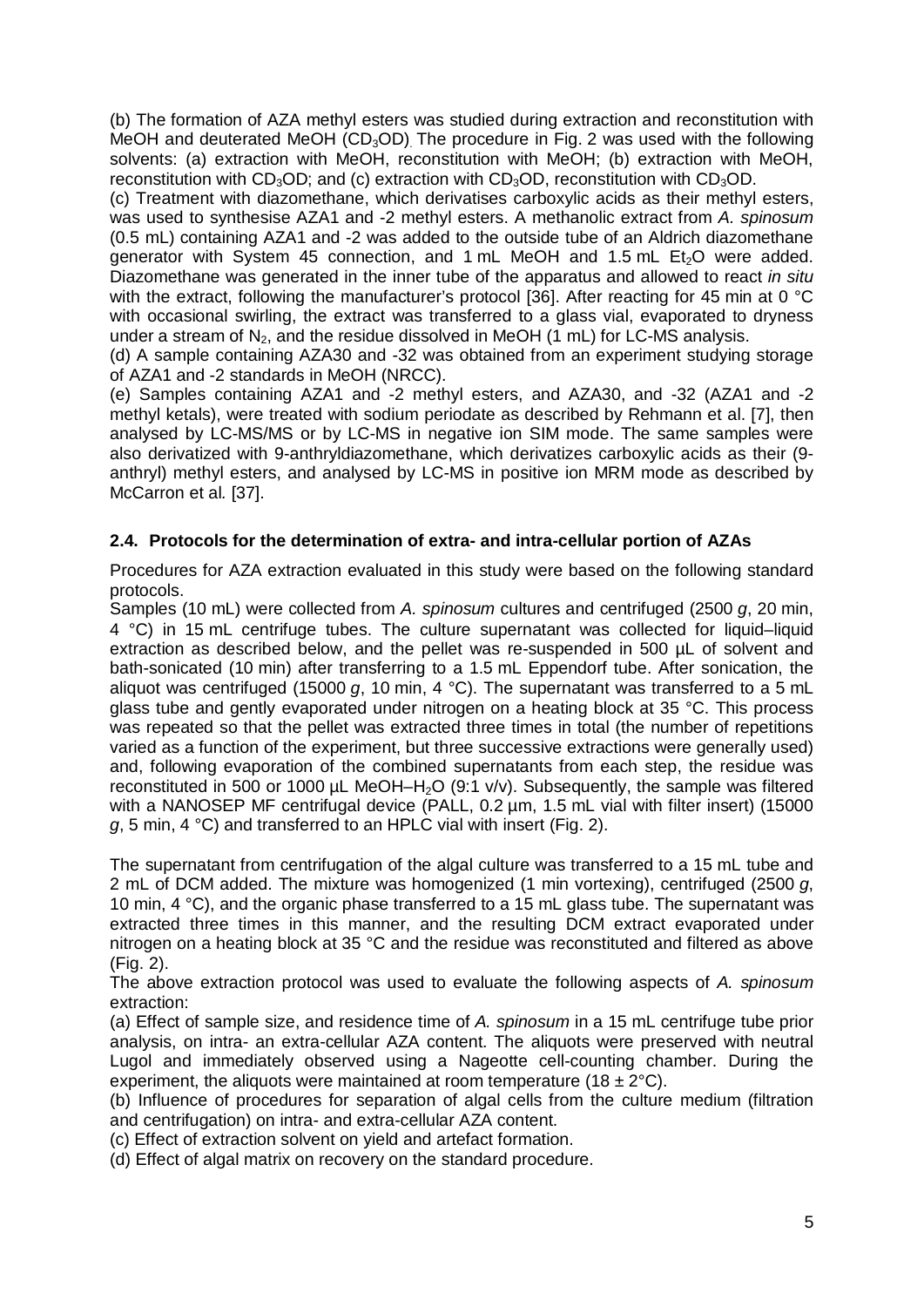(b) The formation of AZA methyl esters was studied during extraction and reconstitution with MeOH and deuterated MeOH ($CD_3OD$). The procedure in Fig. 2 was used with the following solvents: (a) extraction with MeOH, reconstitution with MeOH; (b) extraction with MeOH, reconstitution with $CD_3OD$; and (c) extraction with $CD_3OD$, reconstitution with $CD_3OD$.

(c) Treatment with diazomethane, which derivatises carboxylic acids as their methyl esters, was used to synthesise AZA1 and -2 methyl esters. A methanolic extract from *A. spinosum* (0.5 mL) containing AZA1 and -2 was added to the outside tube of an Aldrich diazomethane generator with System 45 connection, and 1 mL MeOH and 1.5 mL $Et_2O$ were added. Diazomethane was generated in the inner tube of the apparatus and allowed to react *in situ* with the extract, following the manufacturer's protocol [36]. After reacting for 45 min at 0 °C with occasional swirling, the extract was transferred to a glass vial, evaporated to dryness under a stream of $N_2$, and the residue dissolved in MeOH (1 mL) for LC-MS analysis.

(d) A sample containing AZA30 and -32 was obtained from an experiment studying storage of AZA1 and -2 standards in MeOH (NRCC).

(e) Samples containing AZA1 and -2 methyl esters, and AZA30, and -32 (AZA1 and -2 methyl ketals), were treated with sodium periodate as described by Rehmann et al. [7], then analysed by LC-MS/MS or by LC-MS in negative ion SIM mode. The same samples were also derivatized with 9-anthryldiazomethane, which derivatizes carboxylic acids as their (9-anthryl) methyl esters, and analysed by LC-MS in positive ion MRM mode as described by McCarron et al. [37].

### 2.4. Protocols for the determination of extra- and intra-cellular portion of AZAs

Procedures for AZA extraction evaluated in this study were based on the following standard protocols.

Samples (10 mL) were collected from *A. spinosum* cultures and centrifuged (2500 *g*, 20 min, 4 °C) in 15 mL centrifuge tubes. The culture supernatant was collected for liquid–liquid extraction as described below, and the pellet was re-suspended in 500 µL of solvent and bath-sonicated (10 min) after transferring to a 1.5 mL Eppendorf tube. After sonication, the aliquot was centrifuged (15000 *g*, 10 min, 4 °C). The supernatant was transferred to a 5 mL glass tube and gently evaporated under nitrogen on a heating block at 35 °C. This process was repeated so that the pellet was extracted three times in total (the number of repetitions varied as a function of the experiment, but three successive extractions were generally used) and, following evaporation of the combined supernatants from each step, the residue was reconstituted in 500 or 1000 µL MeOH–$H_2O$ (9:1 v/v). Subsequently, the sample was filtered with a NANOSEP MF centrifugal device (PALL, 0.2 µm, 1.5 mL vial with filter insert) (15000 *g*, 5 min, 4 °C) and transferred to an HPLC vial with insert (Fig. 2).

The supernatant from centrifugation of the algal culture was transferred to a 15 mL tube and 2 mL of DCM added. The mixture was homogenized (1 min vortexing), centrifuged (2500 *g*, 10 min, 4 °C), and the organic phase transferred to a 15 mL glass tube. The supernatant was extracted three times in this manner, and the resulting DCM extract evaporated under nitrogen on a heating block at 35 °C and the residue was reconstituted and filtered as above (Fig. 2).

The above extraction protocol was used to evaluate the following aspects of *A. spinosum* extraction:

(a) Effect of sample size, and residence time of *A. spinosum* in a 15 mL centrifuge tube prior analysis, on intra- an extra-cellular AZA content. The aliquots were preserved with neutral Lugol and immediately observed using a Nageotte cell-counting chamber. During the experiment, the aliquots were maintained at room temperature (18 ± 2°C).

(b) Influence of procedures for separation of algal cells from the culture medium (filtration and centrifugation) on intra- and extra-cellular AZA content.

(c) Effect of extraction solvent on yield and artefact formation.

(d) Effect of algal matrix on recovery on the standard procedure.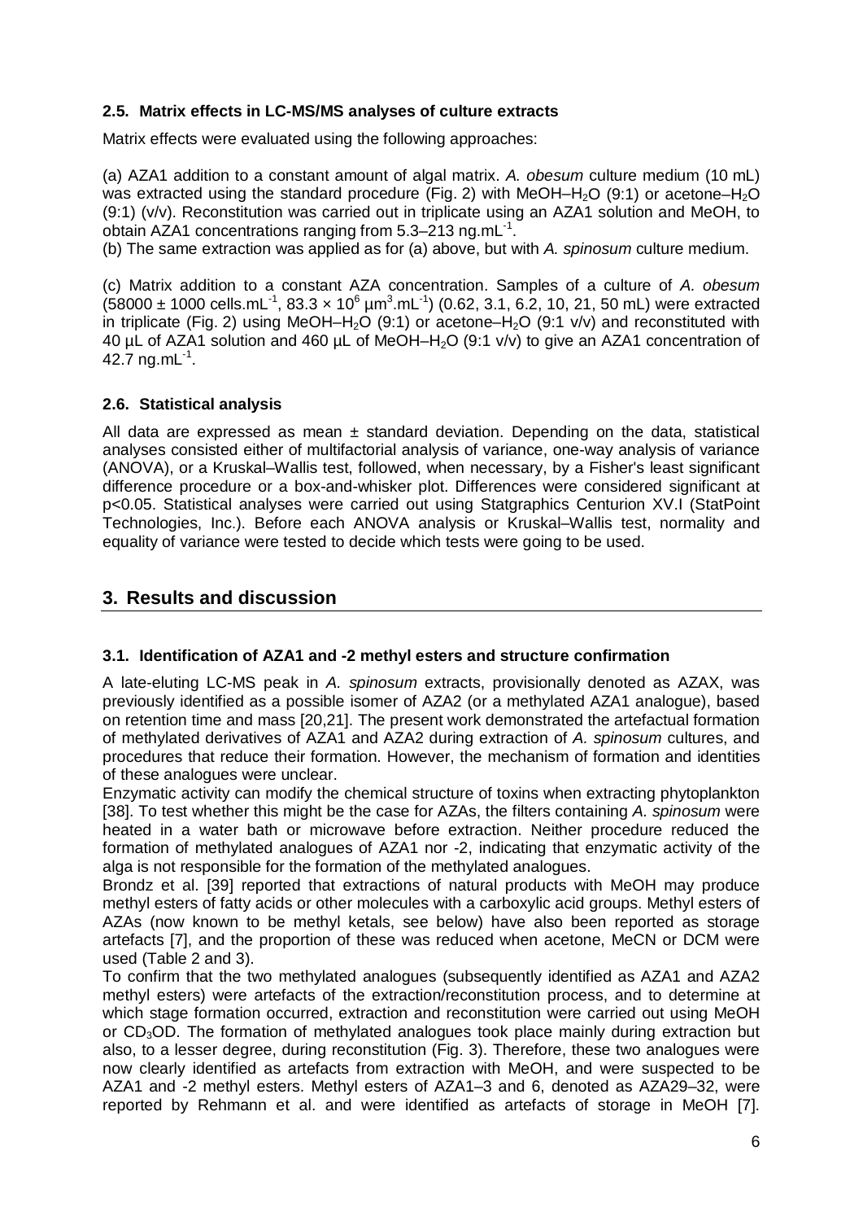### 2.5. Matrix effects in LC-MS/MS analyses of culture extracts

Matrix effects were evaluated using the following approaches:

(a) AZA1 addition to a constant amount of algal matrix. *A. obesum* culture medium (10 mL) was extracted using the standard procedure (Fig. 2) with MeOH–$H_2O$ (9:1) or acetone–$H_2O$ (9:1) (v/v). Reconstitution was carried out in triplicate using an AZA1 solution and MeOH, to obtain AZA1 concentrations ranging from 5.3–213 $ng.mL^{-1}$.

(b) The same extraction was applied as for (a) above, but with *A. spinosum* culture medium.

(c) Matrix addition to a constant AZA concentration. Samples of a culture of *A. obesum* (58000 ± 1000 $cells.mL^{-1}$, 83.3 × $10^6$ $\mu m^3.mL^{-1}$) (0.62, 3.1, 6.2, 10, 21, 50 mL) were extracted in triplicate (Fig. 2) using MeOH–$H_2O$ (9:1) or acetone–$H_2O$ (9:1 v/v) and reconstituted with 40 µL of AZA1 solution and 460 µL of MeOH–$H_2O$ (9:1 v/v) to give an AZA1 concentration of 42.7 $ng.mL^{-1}$.

### 2.6. Statistical analysis

All data are expressed as mean ± standard deviation. Depending on the data, statistical analyses consisted either of multifactorial analysis of variance, one-way analysis of variance (ANOVA), or a Kruskal–Wallis test, followed, when necessary, by a Fisher's least significant difference procedure or a box-and-whisker plot. Differences were considered significant at $p<0.05$. Statistical analyses were carried out using Statgraphics Centurion XV.I (StatPoint Technologies, Inc.). Before each ANOVA analysis or Kruskal–Wallis test, normality and equality of variance were tested to decide which tests were going to be used.

## 3. Results and discussion

### 3.1. Identification of AZA1 and -2 methyl esters and structure confirmation

A late-eluting LC-MS peak in *A. spinosum* extracts, provisionally denoted as AZAX, was previously identified as a possible isomer of AZA2 (or a methylated AZA1 analogue), based on retention time and mass [20,21]. The present work demonstrated the artefactual formation of methylated derivatives of AZA1 and AZA2 during extraction of *A. spinosum* cultures, and procedures that reduce their formation. However, the mechanism of formation and identities of these analogues were unclear.

Enzymatic activity can modify the chemical structure of toxins when extracting phytoplankton [38]. To test whether this might be the case for AZAs, the filters containing *A. spinosum* were heated in a water bath or microwave before extraction. Neither procedure reduced the formation of methylated analogues of AZA1 nor -2, indicating that enzymatic activity of the alga is not responsible for the formation of the methylated analogues.

Brondz et al. [39] reported that extractions of natural products with MeOH may produce methyl esters of fatty acids or other molecules with a carboxylic acid groups. Methyl esters of AZAs (now known to be methyl ketals, see below) have also been reported as storage artefacts [7], and the proportion of these was reduced when acetone, MeCN or DCM were used (Table 2 and 3).

To confirm that the two methylated analogues (subsequently identified as AZA1 and AZA2 methyl esters) were artefacts of the extraction/reconstitution process, and to determine at which stage formation occurred, extraction and reconstitution were carried out using MeOH or $CD_3OD$. The formation of methylated analogues took place mainly during extraction but also, to a lesser degree, during reconstitution (Fig. 3). Therefore, these two analogues were now clearly identified as artefacts from extraction with MeOH, and were suspected to be AZA1 and -2 methyl esters. Methyl esters of AZA1–3 and 6, denoted as AZA29–32, were reported by Rehmann et al. and were identified as artefacts of storage in MeOH [7].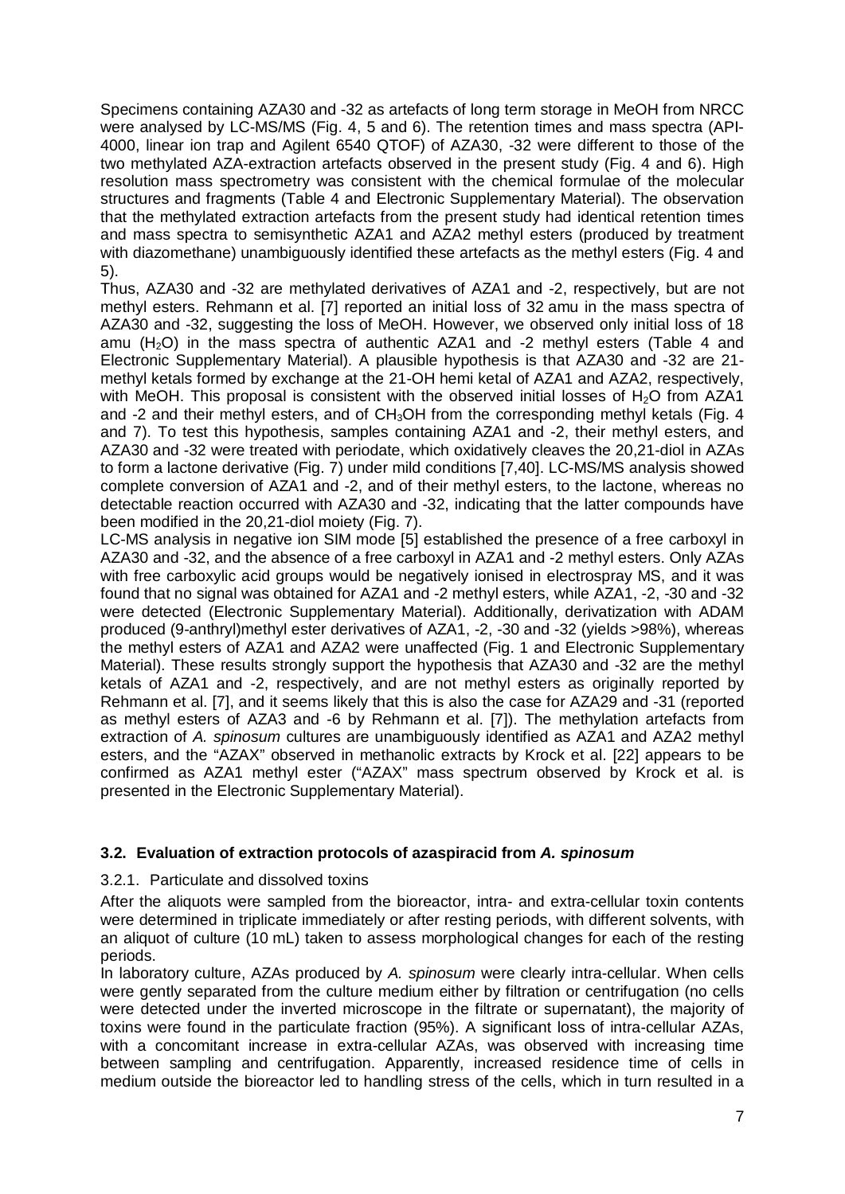Specimens containing AZA30 and -32 as artefacts of long term storage in MeOH from NRCC were analysed by LC-MS/MS (Fig. 4, 5 and 6). The retention times and mass spectra (API-4000, linear ion trap and Agilent 6540 QTOF) of AZA30, -32 were different to those of the two methylated AZA-extraction artefacts observed in the present study (Fig. 4 and 6). High resolution mass spectrometry was consistent with the chemical formulae of the molecular structures and fragments (Table 4 and Electronic Supplementary Material). The observation that the methylated extraction artefacts from the present study had identical retention times and mass spectra to semisynthetic AZA1 and AZA2 methyl esters (produced by treatment with diazomethane) unambiguously identified these artefacts as the methyl esters (Fig. 4 and 5).

Thus, AZA30 and -32 are methylated derivatives of AZA1 and -2, respectively, but are not methyl esters. Rehmann et al. [7] reported an initial loss of 32 amu in the mass spectra of AZA30 and -32, suggesting the loss of MeOH. However, we observed only initial loss of 18 amu ($H_2O$) in the mass spectra of authentic AZA1 and -2 methyl esters (Table 4 and Electronic Supplementary Material). A plausible hypothesis is that AZA30 and -32 are 21-methyl ketals formed by exchange at the 21-OH hemi ketal of AZA1 and AZA2, respectively, with MeOH. This proposal is consistent with the observed initial losses of $H_2O$ from AZA1 and -2 and their methyl esters, and of $CH_3OH$ from the corresponding methyl ketals (Fig. 4 and 7). To test this hypothesis, samples containing AZA1 and -2, their methyl esters, and AZA30 and -32 were treated with periodate, which oxidatively cleaves the 20,21-diol in AZAs to form a lactone derivative (Fig. 7) under mild conditions [7,40]. LC-MS/MS analysis showed complete conversion of AZA1 and -2, and of their methyl esters, to the lactone, whereas no detectable reaction occurred with AZA30 and -32, indicating that the latter compounds have been modified in the 20,21-diol moiety (Fig. 7).

LC-MS analysis in negative ion SIM mode [5] established the presence of a free carboxyl in AZA30 and -32, and the absence of a free carboxyl in AZA1 and -2 methyl esters. Only AZAs with free carboxylic acid groups would be negatively ionised in electrospray MS, and it was found that no signal was obtained for AZA1 and -2 methyl esters, while AZA1, -2, -30 and -32 were detected (Electronic Supplementary Material). Additionally, derivatization with ADAM produced (9-anthryl)methyl ester derivatives of AZA1, -2, -30 and -32 (yields >98%), whereas the methyl esters of AZA1 and AZA2 were unaffected (Fig. 1 and Electronic Supplementary Material). These results strongly support the hypothesis that AZA30 and -32 are the methyl ketals of AZA1 and -2, respectively, and are not methyl esters as originally reported by Rehmann et al. [7], and it seems likely that this is also the case for AZA29 and -31 (reported as methyl esters of AZA3 and -6 by Rehmann et al. [7]). The methylation artefacts from extraction of *A. spinosum* cultures are unambiguously identified as AZA1 and AZA2 methyl esters, and the "AZAX" observed in methanolic extracts by Krock et al. [22] appears to be confirmed as AZA1 methyl ester ("AZAX" mass spectrum observed by Krock et al. is presented in the Electronic Supplementary Material).

### 3.2. Evaluation of extraction protocols of azaspiracid from *A. spinosum*

#### 3.2.1. Particulate and dissolved toxins

After the aliquots were sampled from the bioreactor, intra- and extra-cellular toxin contents were determined in triplicate immediately or after resting periods, with different solvents, with an aliquot of culture (10 mL) taken to assess morphological changes for each of the resting periods.

In laboratory culture, AZAs produced by *A. spinosum* were clearly intra-cellular. When cells were gently separated from the culture medium either by filtration or centrifugation (no cells were detected under the inverted microscope in the filtrate or supernatant), the majority of toxins were found in the particulate fraction (95%). A significant loss of intra-cellular AZAs, with a concomitant increase in extra-cellular AZAs, was observed with increasing time between sampling and centrifugation. Apparently, increased residence time of cells in medium outside the bioreactor led to handling stress of the cells, which in turn resulted in a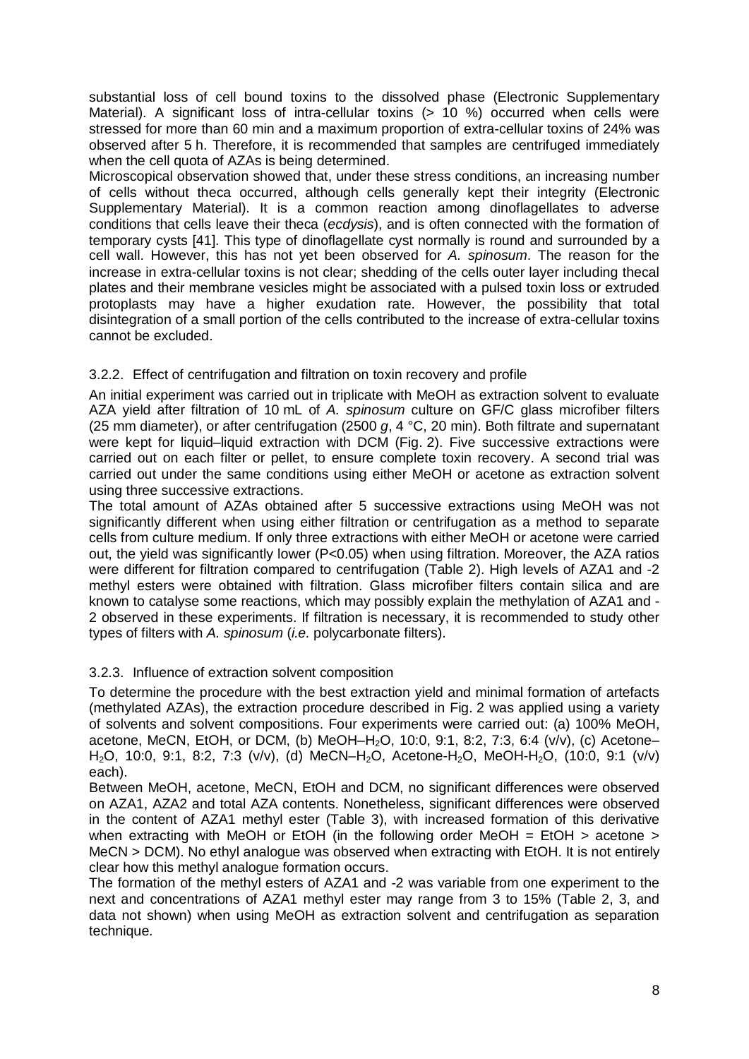substantial loss of cell bound toxins to the dissolved phase (Electronic Supplementary Material). A significant loss of intra-cellular toxins (> 10 %) occurred when cells were stressed for more than 60 min and a maximum proportion of extra-cellular toxins of 24% was observed after 5 h. Therefore, it is recommended that samples are centrifuged immediately when the cell quota of AZAs is being determined.

Microscopical observation showed that, under these stress conditions, an increasing number of cells without theca occurred, although cells generally kept their integrity (Electronic Supplementary Material). It is a common reaction among dinoflagellates to adverse conditions that cells leave their theca (*ecdysis*), and is often connected with the formation of temporary cysts [41]. This type of dinoflagellate cyst normally is round and surrounded by a cell wall. However, this has not yet been observed for *A. spinosum*. The reason for the increase in extra-cellular toxins is not clear; shedding of the cells outer layer including thecal plates and their membrane vesicles might be associated with a pulsed toxin loss or extruded protoplasts may have a higher exudation rate. However, the possibility that total disintegration of a small portion of the cells contributed to the increase of extra-cellular toxins cannot be excluded.

### 3.2.2. Effect of centrifugation and filtration on toxin recovery and profile

An initial experiment was carried out in triplicate with MeOH as extraction solvent to evaluate AZA yield after filtration of 10 mL of *A. spinosum* culture on GF/C glass microfiber filters (25 mm diameter), or after centrifugation (2500 *g*, 4 °C, 20 min). Both filtrate and supernatant were kept for liquid–liquid extraction with DCM (Fig. 2). Five successive extractions were carried out on each filter or pellet, to ensure complete toxin recovery. A second trial was carried out under the same conditions using either MeOH or acetone as extraction solvent using three successive extractions.

The total amount of AZAs obtained after 5 successive extractions using MeOH was not significantly different when using either filtration or centrifugation as a method to separate cells from culture medium. If only three extractions with either MeOH or acetone were carried out, the yield was significantly lower ($P<0.05$) when using filtration. Moreover, the AZA ratios were different for filtration compared to centrifugation (Table 2). High levels of AZA1 and -2 methyl esters were obtained with filtration. Glass microfiber filters contain silica and are known to catalyse some reactions, which may possibly explain the methylation of AZA1 and -2 observed in these experiments. If filtration is necessary, it is recommended to study other types of filters with *A. spinosum* (*i.e.* polycarbonate filters).

### 3.2.3. Influence of extraction solvent composition

To determine the procedure with the best extraction yield and minimal formation of artefacts (methylated AZAs), the extraction procedure described in Fig. 2 was applied using a variety of solvents and solvent compositions. Four experiments were carried out: (a) 100% MeOH, acetone, MeCN, EtOH, or DCM, (b) MeOH–$H_2O$, 10:0, 9:1, 8:2, 7:3, 6:4 (v/v), (c) Acetone–$H_2O$, 10:0, 9:1, 8:2, 7:3 (v/v), (d) MeCN–$H_2O$, Acetone-$H_2O$, MeOH-$H_2O$, (10:0, 9:1 (v/v) each).

Between MeOH, acetone, MeCN, EtOH and DCM, no significant differences were observed on AZA1, AZA2 and total AZA contents. Nonetheless, significant differences were observed in the content of AZA1 methyl ester (Table 3), with increased formation of this derivative when extracting with MeOH or EtOH (in the following order MeOH = EtOH > acetone > MeCN > DCM). No ethyl analogue was observed when extracting with EtOH. It is not entirely clear how this methyl analogue formation occurs.

The formation of the methyl esters of AZA1 and -2 was variable from one experiment to the next and concentrations of AZA1 methyl ester may range from 3 to 15% (Table 2, 3, and data not shown) when using MeOH as extraction solvent and centrifugation as separation technique.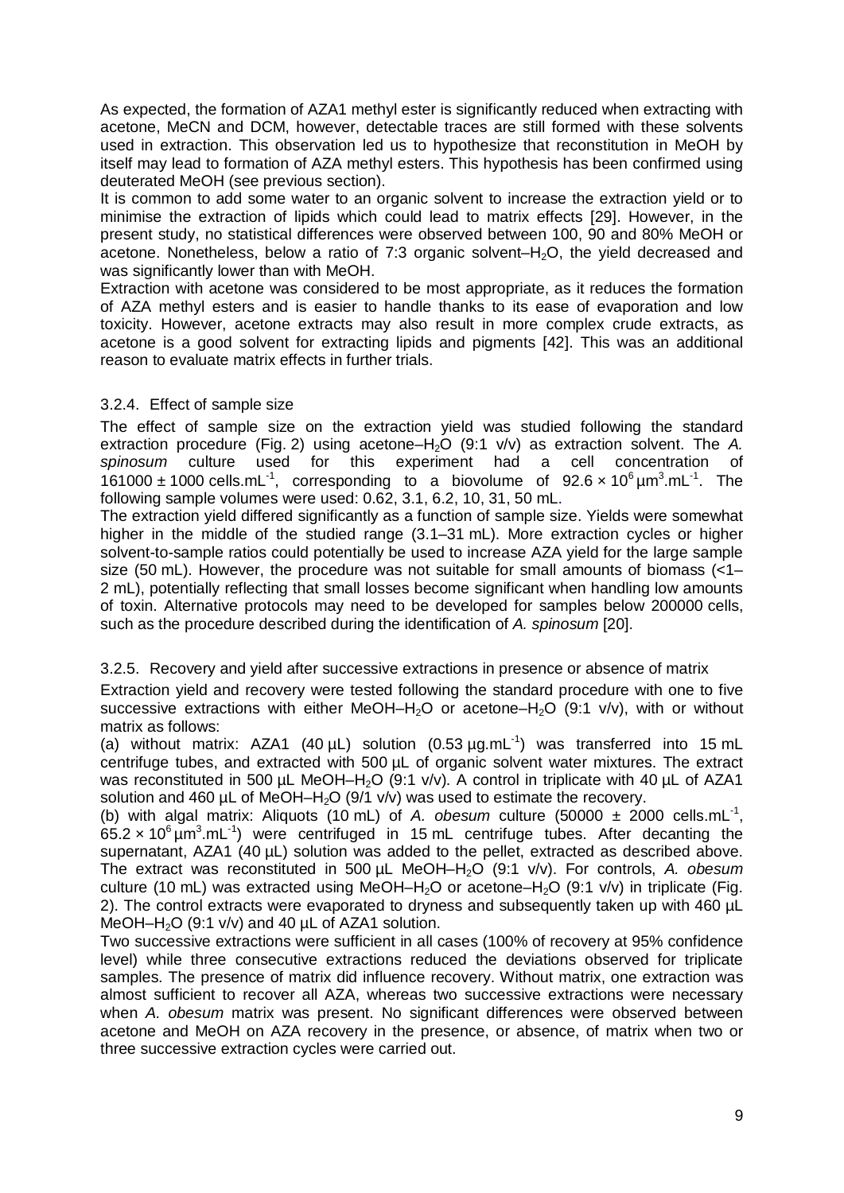As expected, the formation of AZA1 methyl ester is significantly reduced when extracting with acetone, MeCN and DCM, however, detectable traces are still formed with these solvents used in extraction. This observation led us to hypothesize that reconstitution in MeOH by itself may lead to formation of AZA methyl esters. This hypothesis has been confirmed using deuterated MeOH (see previous section).

It is common to add some water to an organic solvent to increase the extraction yield or to minimise the extraction of lipids which could lead to matrix effects [29]. However, in the present study, no statistical differences were observed between 100, 90 and 80% MeOH or acetone. Nonetheless, below a ratio of 7:3 organic solvent–$H_2O$, the yield decreased and was significantly lower than with MeOH.

Extraction with acetone was considered to be most appropriate, as it reduces the formation of AZA methyl esters and is easier to handle thanks to its ease of evaporation and low toxicity. However, acetone extracts may also result in more complex crude extracts, as acetone is a good solvent for extracting lipids and pigments [42]. This was an additional reason to evaluate matrix effects in further trials.

### 3.2.4. Effect of sample size

The effect of sample size on the extraction yield was studied following the standard extraction procedure (Fig. 2) using acetone–$H_2O$ (9:1 v/v) as extraction solvent. The *A. spinosum* culture used for this experiment had a cell concentration of $161000 \pm 1000$ cells.mL$^{-1}$, corresponding to a biovolume of $92.6 \times 10^6$ µm$^3$.mL$^{-1}$. The following sample volumes were used: 0.62, 3.1, 6.2, 10, 31, 50 mL.

The extraction yield differed significantly as a function of sample size. Yields were somewhat higher in the middle of the studied range (3.1–31 mL). More extraction cycles or higher solvent-to-sample ratios could potentially be used to increase AZA yield for the large sample size (50 mL). However, the procedure was not suitable for small amounts of biomass (<1–2 mL), potentially reflecting that small losses become significant when handling low amounts of toxin. Alternative protocols may need to be developed for samples below 200000 cells, such as the procedure described during the identification of *A. spinosum* [20].

### 3.2.5. Recovery and yield after successive extractions in presence or absence of matrix

Extraction yield and recovery were tested following the standard procedure with one to five successive extractions with either MeOH–$H_2O$ or acetone–$H_2O$ (9:1 v/v), with or without matrix as follows:

(a) without matrix: AZA1 (40 µL) solution (0.53 µg.mL$^{-1}$) was transferred into 15 mL centrifuge tubes, and extracted with 500 µL of organic solvent water mixtures. The extract was reconstituted in 500 µL MeOH–$H_2O$ (9:1 v/v). A control in triplicate with 40 µL of AZA1 solution and 460 µL of MeOH–$H_2O$ (9/1 v/v) was used to estimate the recovery.

(b) with algal matrix: Aliquots (10 mL) of *A. obesum* culture ($50000 \pm 2000$ cells.mL$^{-1}$, $65.2 \times 10^6$ µm$^3$.mL$^{-1}$) were centrifuged in 15 mL centrifuge tubes. After decanting the supernatant, AZA1 (40 µL) solution was added to the pellet, extracted as described above. The extract was reconstituted in 500 µL MeOH–$H_2O$ (9:1 v/v). For controls, *A. obesum* culture (10 mL) was extracted using MeOH–$H_2O$ or acetone–$H_2O$ (9:1 v/v) in triplicate (Fig. 2). The control extracts were evaporated to dryness and subsequently taken up with 460 µL MeOH–$H_2O$ (9:1 v/v) and 40 µL of AZA1 solution.

Two successive extractions were sufficient in all cases (100% of recovery at 95% confidence level) while three consecutive extractions reduced the deviations observed for triplicate samples. The presence of matrix did influence recovery. Without matrix, one extraction was almost sufficient to recover all AZA, whereas two successive extractions were necessary when *A. obesum* matrix was present. No significant differences were observed between acetone and MeOH on AZA recovery in the presence, or absence, of matrix when two or three successive extraction cycles were carried out.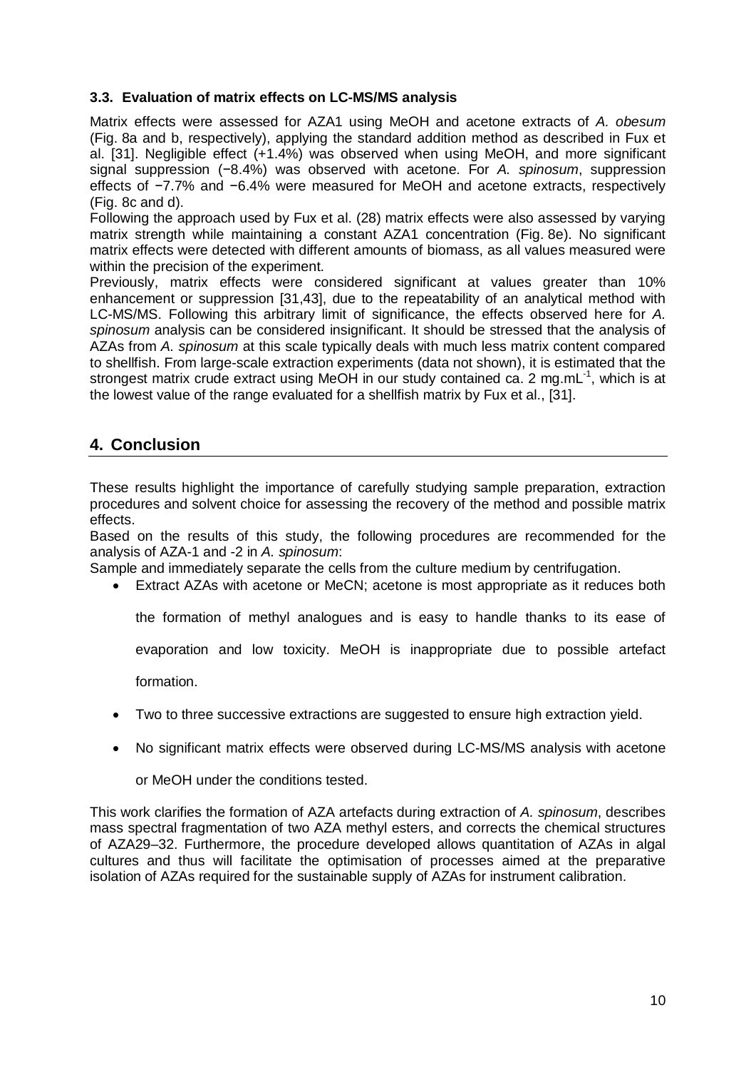### 3.3. Evaluation of matrix effects on LC-MS/MS analysis

Matrix effects were assessed for AZA1 using MeOH and acetone extracts of *A. obesum* (Fig. 8a and b, respectively), applying the standard addition method as described in Fux et al. [31]. Negligible effect (+1.4%) was observed when using MeOH, and more significant signal suppression (−8.4%) was observed with acetone. For *A. spinosum*, suppression effects of −7.7% and −6.4% were measured for MeOH and acetone extracts, respectively (Fig. 8c and d).

Following the approach used by Fux et al. (28) matrix effects were also assessed by varying matrix strength while maintaining a constant AZA1 concentration (Fig. 8e). No significant matrix effects were detected with different amounts of biomass, as all values measured were within the precision of the experiment.

Previously, matrix effects were considered significant at values greater than 10% enhancement or suppression [31,43], due to the repeatability of an analytical method with LC-MS/MS. Following this arbitrary limit of significance, the effects observed here for *A. spinosum* analysis can be considered insignificant. It should be stressed that the analysis of AZAs from *A. spinosum* at this scale typically deals with much less matrix content compared to shellfish. From large-scale extraction experiments (data not shown), it is estimated that the strongest matrix crude extract using MeOH in our study contained ca. 2 $mg.mL^{-1}$, which is at the lowest value of the range evaluated for a shellfish matrix by Fux et al., [31].

## 4. Conclusion

These results highlight the importance of carefully studying sample preparation, extraction procedures and solvent choice for assessing the recovery of the method and possible matrix effects.

Based on the results of this study, the following procedures are recommended for the analysis of AZA-1 and -2 in *A. spinosum*:

Sample and immediately separate the cells from the culture medium by centrifugation.

- Extract AZAs with acetone or MeCN; acetone is most appropriate as it reduces both the formation of methyl analogues and is easy to handle thanks to its ease of evaporation and low toxicity. MeOH is inappropriate due to possible artefact formation.
- Two to three successive extractions are suggested to ensure high extraction yield.
- No significant matrix effects were observed during LC-MS/MS analysis with acetone or MeOH under the conditions tested.

This work clarifies the formation of AZA artefacts during extraction of *A. spinosum*, describes mass spectral fragmentation of two AZA methyl esters, and corrects the chemical structures of AZA29–32. Furthermore, the procedure developed allows quantitation of AZAs in algal cultures and thus will facilitate the optimisation of processes aimed at the preparative isolation of AZAs required for the sustainable supply of AZAs for instrument calibration.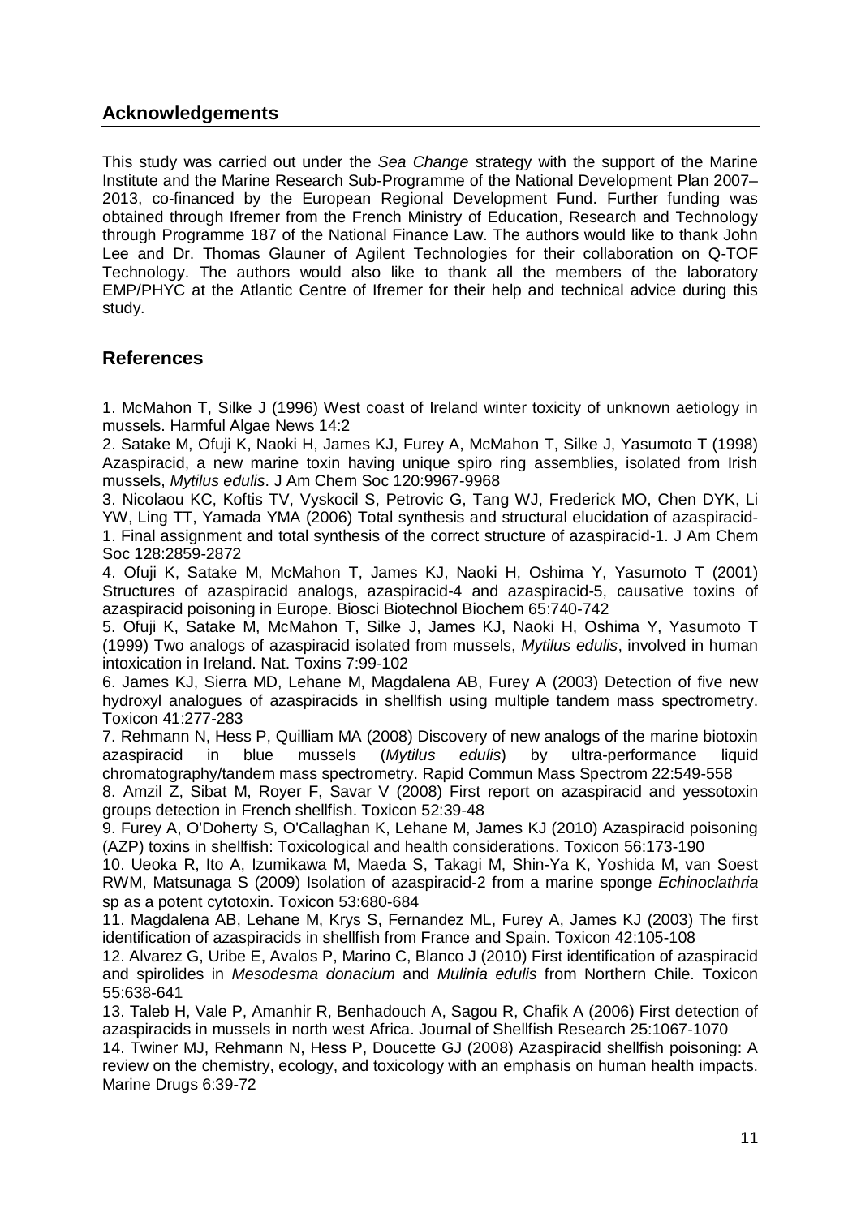## Acknowledgements

This study was carried out under the *Sea Change* strategy with the support of the Marine Institute and the Marine Research Sub-Programme of the National Development Plan 2007–2013, co-financed by the European Regional Development Fund. Further funding was obtained through Ifremer from the French Ministry of Education, Research and Technology through Programme 187 of the National Finance Law. The authors would like to thank John Lee and Dr. Thomas Glauner of Agilent Technologies for their collaboration on Q-TOF Technology. The authors would also like to thank all the members of the laboratory EMP/PHYC at the Atlantic Centre of Ifremer for their help and technical advice during this study.

## References

1. McMahon T, Silke J (1996) West coast of Ireland winter toxicity of unknown aetiology in mussels. Harmful Algae News 14:2

2. Satake M, Ofuji K, Naoki H, James KJ, Furey A, McMahon T, Silke J, Yasumoto T (1998) Azaspiracid, a new marine toxin having unique spiro ring assemblies, isolated from Irish mussels, *Mytilus edulis*. J Am Chem Soc 120:9967-9968

3. Nicolaou KC, Koftis TV, Vyskocil S, Petrovic G, Tang WJ, Frederick MO, Chen DYK, Li YW, Ling TT, Yamada YMA (2006) Total synthesis and structural elucidation of azaspiracid-1. Final assignment and total synthesis of the correct structure of azaspiracid-1. J Am Chem Soc 128:2859-2872

4. Ofuji K, Satake M, McMahon T, James KJ, Naoki H, Oshima Y, Yasumoto T (2001) Structures of azaspiracid analogs, azaspiracid-4 and azaspiracid-5, causative toxins of azaspiracid poisoning in Europe. Biosci Biotechnol Biochem 65:740-742

5. Ofuji K, Satake M, McMahon T, Silke J, James KJ, Naoki H, Oshima Y, Yasumoto T (1999) Two analogs of azaspiracid isolated from mussels, *Mytilus edulis*, involved in human intoxication in Ireland. Nat. Toxins 7:99-102

6. James KJ, Sierra MD, Lehane M, Magdalena AB, Furey A (2003) Detection of five new hydroxyl analogues of azaspiracids in shellfish using multiple tandem mass spectrometry. Toxicon 41:277-283

7. Rehmann N, Hess P, Quilliam MA (2008) Discovery of new analogs of the marine biotoxin azaspiracid in blue mussels (*Mytilus edulis*) by ultra-performance liquid chromatography/tandem mass spectrometry. Rapid Commun Mass Spectrom 22:549-558

8. Amzil Z, Sibat M, Royer F, Savar V (2008) First report on azaspiracid and yessotoxin groups detection in French shellfish. Toxicon 52:39-48

9. Furey A, O'Doherty S, O'Callaghan K, Lehane M, James KJ (2010) Azaspiracid poisoning (AZP) toxins in shellfish: Toxicological and health considerations. Toxicon 56:173-190

10. Ueoka R, Ito A, Izumikawa M, Maeda S, Takagi M, Shin-Ya K, Yoshida M, van Soest RWM, Matsunaga S (2009) Isolation of azaspiracid-2 from a marine sponge *Echinoclathria* sp as a potent cytotoxin. Toxicon 53:680-684

11. Magdalena AB, Lehane M, Krys S, Fernandez ML, Furey A, James KJ (2003) The first identification of azaspiracids in shellfish from France and Spain. Toxicon 42:105-108

12. Alvarez G, Uribe E, Avalos P, Marino C, Blanco J (2010) First identification of azaspiracid and spirolides in *Mesodesma donacium* and *Mulinia edulis* from Northern Chile. Toxicon 55:638-641

13. Taleb H, Vale P, Amanhir R, Benhadouch A, Sagou R, Chafik A (2006) First detection of azaspiracids in mussels in north west Africa. Journal of Shellfish Research 25:1067-1070

14. Twiner MJ, Rehmann N, Hess P, Doucette GJ (2008) Azaspiracid shellfish poisoning: A review on the chemistry, ecology, and toxicology with an emphasis on human health impacts. Marine Drugs 6:39-72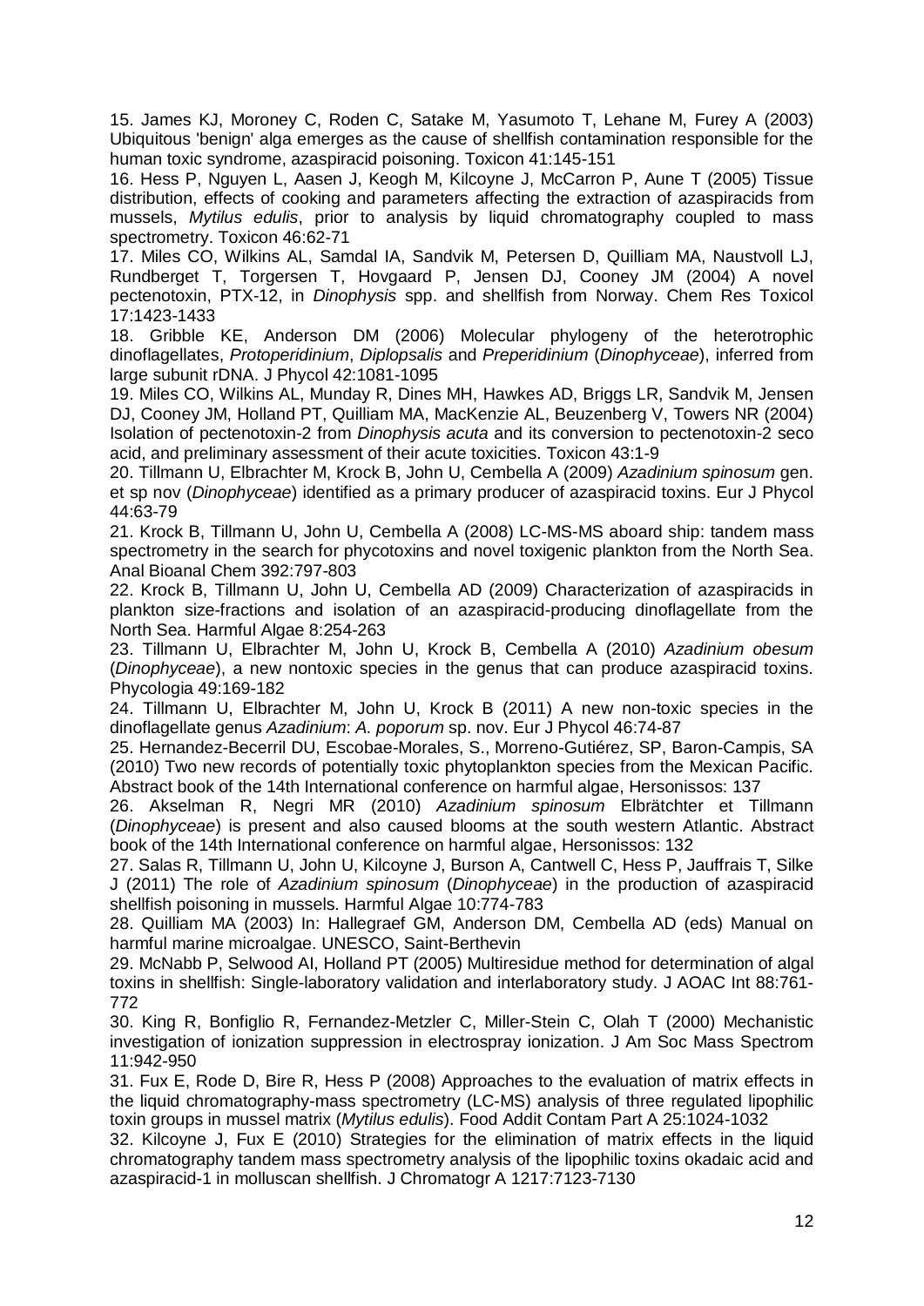15. James KJ, Moroney C, Roden C, Satake M, Yasumoto T, Lehane M, Furey A (2003) Ubiquitous 'benign' alga emerges as the cause of shellfish contamination responsible for the human toxic syndrome, azaspiracid poisoning. Toxicon 41:145-151

16. Hess P, Nguyen L, Aasen J, Keogh M, Kilcoyne J, McCarron P, Aune T (2005) Tissue distribution, effects of cooking and parameters affecting the extraction of azaspiracids from mussels, *Mytilus edulis*, prior to analysis by liquid chromatography coupled to mass spectrometry. Toxicon 46:62-71

17. Miles CO, Wilkins AL, Samdal IA, Sandvik M, Petersen D, Quilliam MA, Naustvoll LJ, Rundberget T, Torgersen T, Hovgaard P, Jensen DJ, Cooney JM (2004) A novel pectenotoxin, PTX-12, in *Dinophysis* spp. and shellfish from Norway. Chem Res Toxicol 17:1423-1433

18. Gribble KE, Anderson DM (2006) Molecular phylogeny of the heterotrophic dinoflagellates, *Protoperidinium*, *Diplopsalis* and *Preperidinium* (*Dinophyceae*), inferred from large subunit rDNA. J Phycol 42:1081-1095

19. Miles CO, Wilkins AL, Munday R, Dines MH, Hawkes AD, Briggs LR, Sandvik M, Jensen DJ, Cooney JM, Holland PT, Quilliam MA, MacKenzie AL, Beuzenberg V, Towers NR (2004) Isolation of pectenotoxin-2 from *Dinophysis acuta* and its conversion to pectenotoxin-2 seco acid, and preliminary assessment of their acute toxicities. Toxicon 43:1-9

20. Tillmann U, Elbrachter M, Krock B, John U, Cembella A (2009) *Azadinium spinosum* gen. et sp nov (*Dinophyceae*) identified as a primary producer of azaspiracid toxins. Eur J Phycol 44:63-79

21. Krock B, Tillmann U, John U, Cembella A (2008) LC-MS-MS aboard ship: tandem mass spectrometry in the search for phycotoxins and novel toxigenic plankton from the North Sea. Anal Bioanal Chem 392:797-803

22. Krock B, Tillmann U, John U, Cembella AD (2009) Characterization of azaspiracids in plankton size-fractions and isolation of an azaspiracid-producing dinoflagellate from the North Sea. Harmful Algae 8:254-263

23. Tillmann U, Elbrachter M, John U, Krock B, Cembella A (2010) *Azadinium obesum* (*Dinophyceae*), a new nontoxic species in the genus that can produce azaspiracid toxins. Phycologia 49:169-182

24. Tillmann U, Elbrachter M, John U, Krock B (2011) A new non-toxic species in the dinoflagellate genus *Azadinium*: *A. poporum* sp. nov. Eur J Phycol 46:74-87

25. Hernandez-Becerril DU, Escobae-Morales, S., Morreno-Gutiérez, SP, Baron-Campis, SA (2010) Two new records of potentially toxic phytoplankton species from the Mexican Pacific. Abstract book of the 14th International conference on harmful algae, Hersonissos: 137

26. Akselman R, Negri MR (2010) *Azadinium spinosum* Elbrätchter et Tillmann (*Dinophyceae*) is present and also caused blooms at the south western Atlantic. Abstract book of the 14th International conference on harmful algae, Hersonissos: 132

27. Salas R, Tillmann U, John U, Kilcoyne J, Burson A, Cantwell C, Hess P, Jauffrais T, Silke J (2011) The role of *Azadinium spinosum* (*Dinophyceae*) in the production of azaspiracid shellfish poisoning in mussels. Harmful Algae 10:774-783

28. Quilliam MA (2003) In: Hallegraef GM, Anderson DM, Cembella AD (eds) Manual on harmful marine microalgae. UNESCO, Saint-Berthevin

29. McNabb P, Selwood AI, Holland PT (2005) Multiresidue method for determination of algal toxins in shellfish: Single-laboratory validation and interlaboratory study. J AOAC Int 88:761-772

30. King R, Bonfiglio R, Fernandez-Metzler C, Miller-Stein C, Olah T (2000) Mechanistic investigation of ionization suppression in electrospray ionization. J Am Soc Mass Spectrom 11:942-950

31. Fux E, Rode D, Bire R, Hess P (2008) Approaches to the evaluation of matrix effects in the liquid chromatography-mass spectrometry (LC-MS) analysis of three regulated lipophilic toxin groups in mussel matrix (*Mytilus edulis*). Food Addit Contam Part A 25:1024-1032

32. Kilcoyne J, Fux E (2010) Strategies for the elimination of matrix effects in the liquid chromatography tandem mass spectrometry analysis of the lipophilic toxins okadaic acid and azaspiracid-1 in molluscan shellfish. J Chromatogr A 1217:7123-7130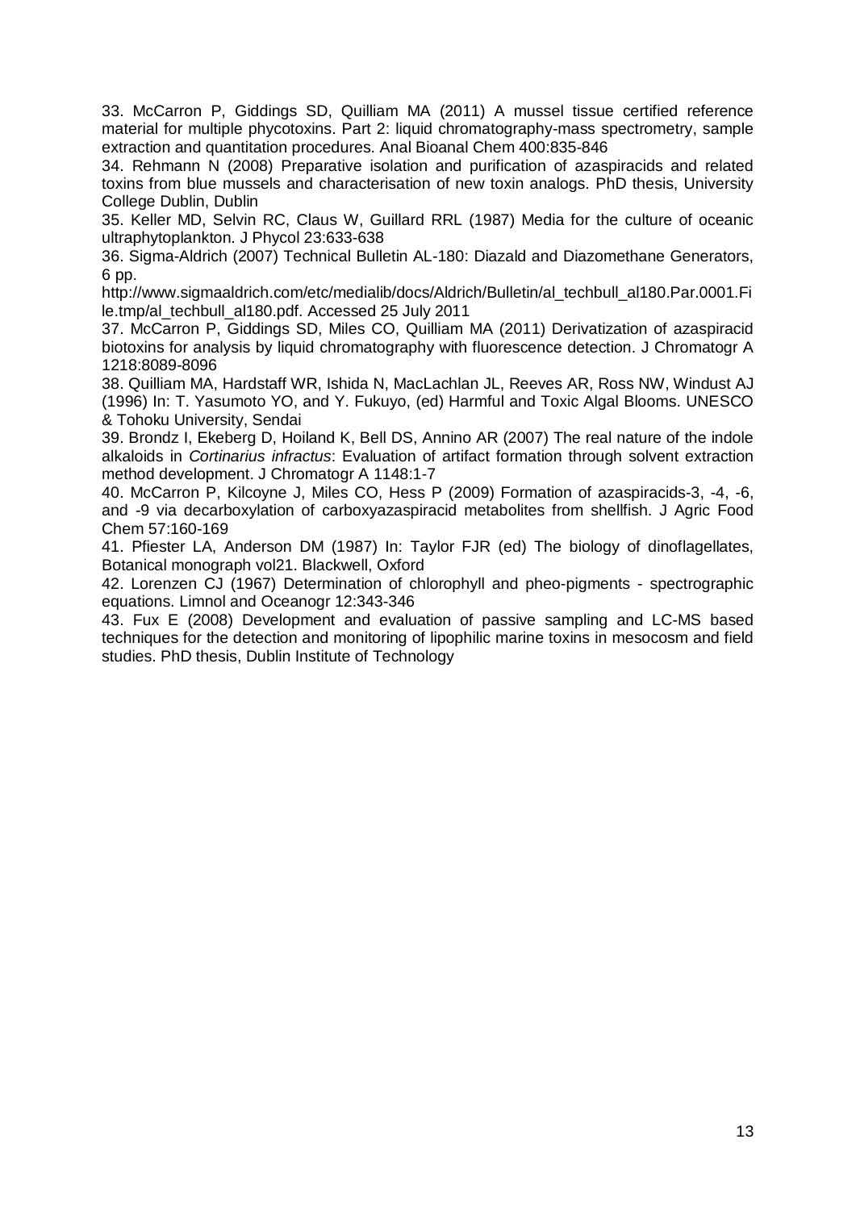33. McCarron P, Giddings SD, Quilliam MA (2011) A mussel tissue certified reference material for multiple phycotoxins. Part 2: liquid chromatography-mass spectrometry, sample extraction and quantitation procedures. Anal Bioanal Chem 400:835-846

34. Rehmann N (2008) Preparative isolation and purification of azaspiracids and related toxins from blue mussels and characterisation of new toxin analogs. PhD thesis, University College Dublin, Dublin

35. Keller MD, Selvin RC, Claus W, Guillard RRL (1987) Media for the culture of oceanic ultraphytoplankton. J Phycol 23:633-638

36. Sigma-Aldrich (2007) Technical Bulletin AL-180: Diazald and Diazomethane Generators, 6 pp. http://www.sigmaaldrich.com/etc/medialib/docs/Aldrich/Bulletin/al_techbull_al180.Par.0001.File.tmp/al_techbull_al180.pdf. Accessed 25 July 2011

37. McCarron P, Giddings SD, Miles CO, Quilliam MA (2011) Derivatization of azaspiracid biotoxins for analysis by liquid chromatography with fluorescence detection. J Chromatogr A 1218:8089-8096

38. Quilliam MA, Hardstaff WR, Ishida N, MacLachlan JL, Reeves AR, Ross NW, Windust AJ (1996) In: T. Yasumoto YO, and Y. Fukuyo, (ed) Harmful and Toxic Algal Blooms. UNESCO & Tohoku University, Sendai

39. Brondz I, Ekeberg D, Hoiland K, Bell DS, Annino AR (2007) The real nature of the indole alkaloids in *Cortinarius infractus*: Evaluation of artifact formation through solvent extraction method development. J Chromatogr A 1148:1-7

40. McCarron P, Kilcoyne J, Miles CO, Hess P (2009) Formation of azaspiracids-3, -4, -6, and -9 via decarboxylation of carboxyazaspiracid metabolites from shellfish. J Agric Food Chem 57:160-169

41. Pfiester LA, Anderson DM (1987) In: Taylor FJR (ed) The biology of dinoflagellates, Botanical monograph vol21. Blackwell, Oxford

42. Lorenzen CJ (1967) Determination of chlorophyll and pheo-pigments - spectrographic equations. Limnol and Oceanogr 12:343-346

43. Fux E (2008) Development and evaluation of passive sampling and LC-MS based techniques for the detection and monitoring of lipophilic marine toxins in mesocosm and field studies. PhD thesis, Dublin Institute of Technology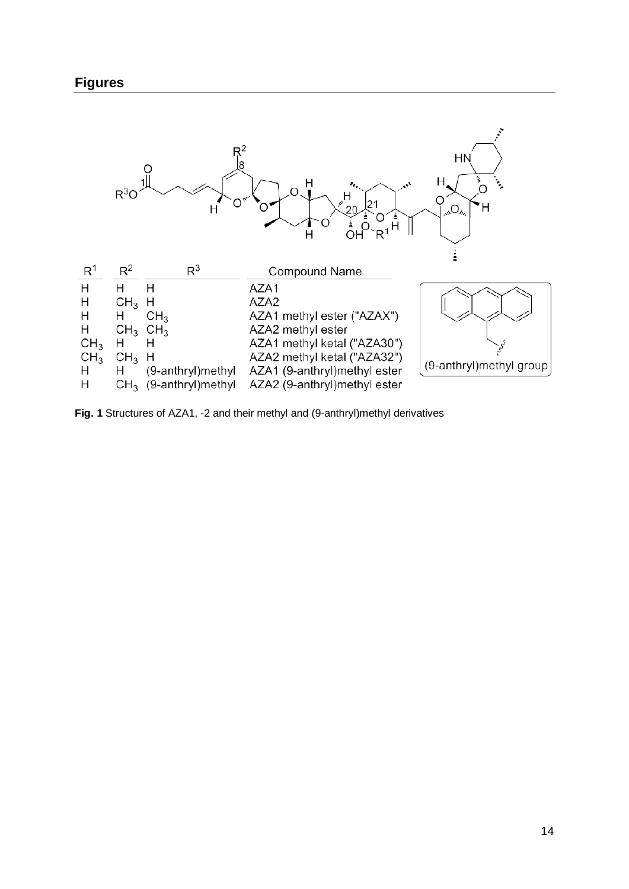## Figures

| $R^1$ | $R^2$ | $R^3$ | Compound Name |
|---|---|---|---|
| H | H | H | AZA1 |
| H | $CH_3$ | H | AZA2 |
| H | H | $CH_3$ | AZA1 methyl ester ("AZAX") |
| H | $CH_3$ | $CH_3$ | AZA2 methyl ester |
| $CH_3$ | H | H | AZA1 methyl ketal ("AZA30") |
| $CH_3$ | $CH_3$ | H | AZA2 methyl ketal ("AZA32") |
| H | H | (9-anthryl)methyl | AZA1 (9-anthryl)methyl ester |
| H | $CH_3$ | (9-anthryl)methyl | AZA2 (9-anthryl)methyl ester |

(9-anthryl)methyl group

**Fig. 1** Structures of AZA1, -2 and their methyl and (9-anthryl)methyl derivatives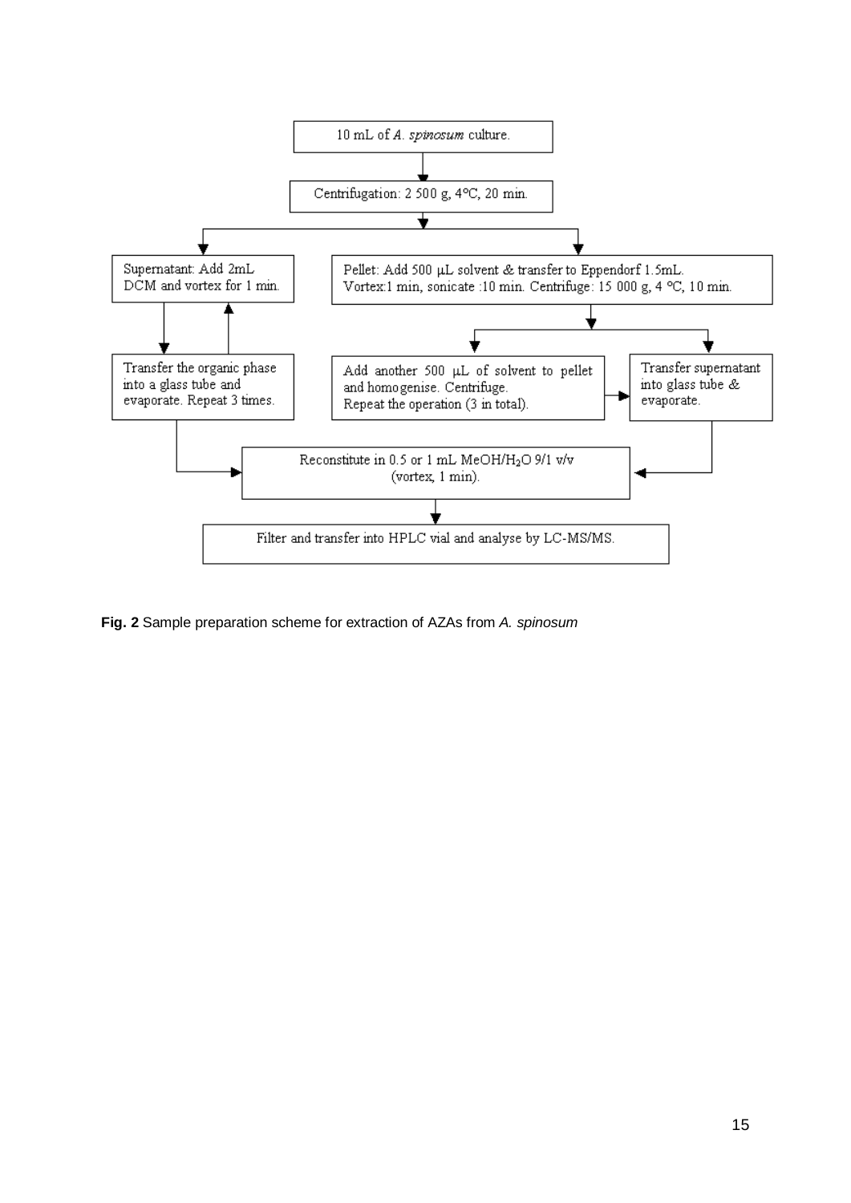10 mL of *A. spinosum* culture.

Centrifugation: 2 500 g, 4°C, 20 min.

Supernatant: Add 2mL DCM and vortex for 1 min.

Transfer the organic phase into a glass tube and evaporate. Repeat 3 times.

Pellet: Add 500 µL solvent & transfer to Eppendorf 1.5mL. Vortex:1 min, sonicate :10 min. Centrifuge: 15 000 g, 4 °C, 10 min.

Add another 500 µL of solvent to pellet and homogenise. Centrifuge. Repeat the operation (3 in total).

Transfer supernatant into glass tube & evaporate.

Reconstitute in 0.5 or 1 mL MeOH/$H_2O$ 9/1 v/v (vortex, 1 min).

Filter and transfer into HPLC vial and analyse by LC-MS/MS.

**Fig. 2** Sample preparation scheme for extraction of AZAs from *A. spinosum*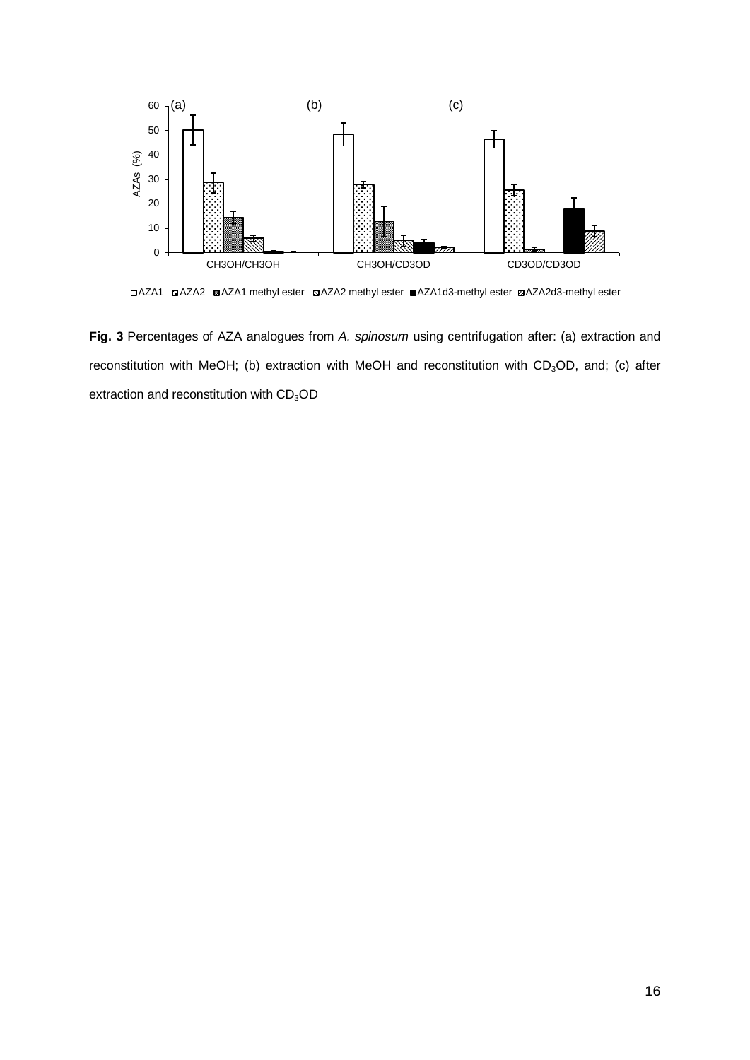**Fig. 3** Percentages of AZA analogues from *A. spinosum* using centrifugation after: (a) extraction and reconstitution with MeOH; (b) extraction with MeOH and reconstitution with $CD_3OD$, and; (c) after extraction and reconstitution with $CD_3OD$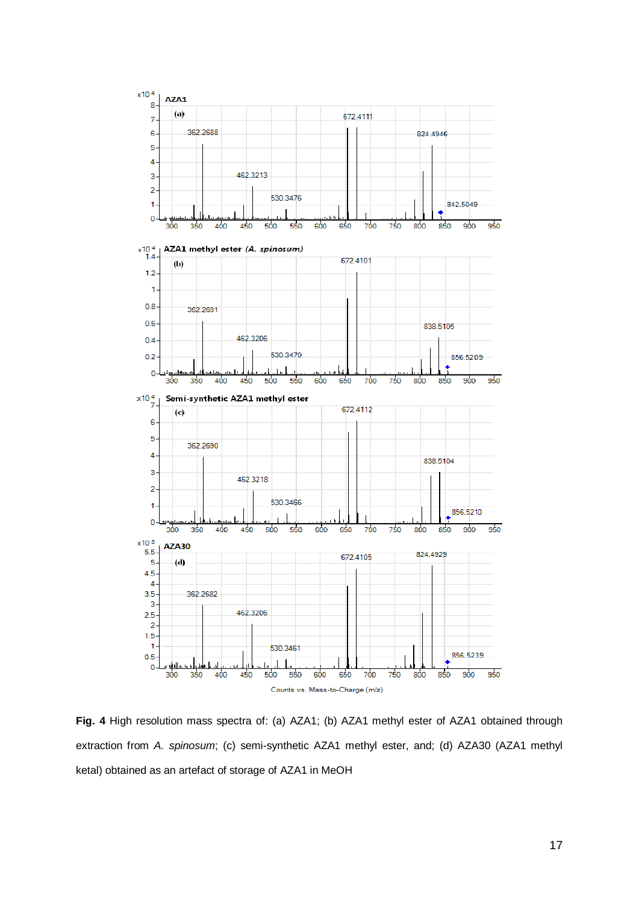**Fig. 4** High resolution mass spectra of: (a) AZA1; (b) AZA1 methyl ester of AZA1 obtained through extraction from *A. spinosum*; (c) semi-synthetic AZA1 methyl ester, and; (d) AZA30 (AZA1 methyl ketal) obtained as an artefact of storage of AZA1 in MeOH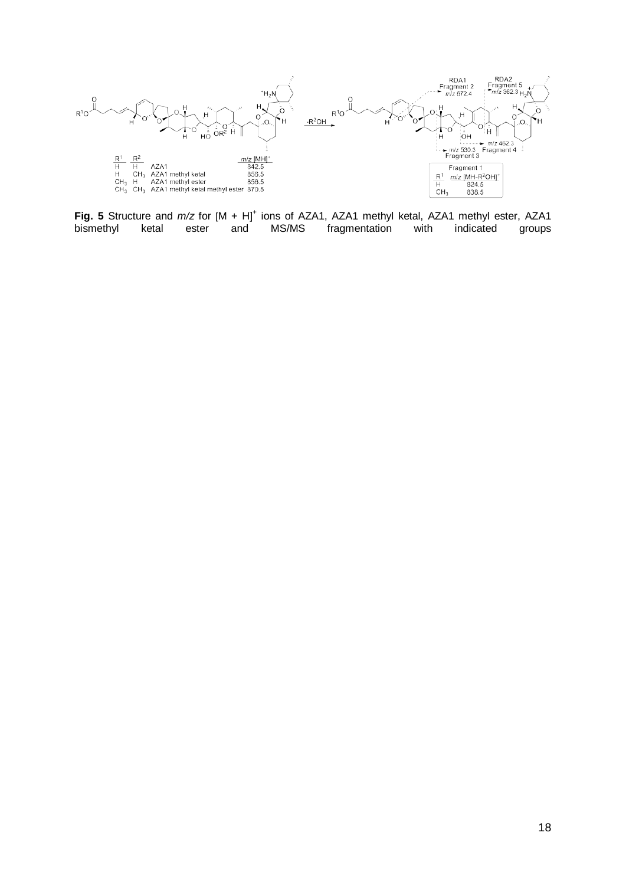**Fig. 5** Structure and *m/z* for $[M + H]^+$ ions of AZA1, AZA1 methyl ketal, AZA1 methyl ester, AZA1 bismethyl ketal ester and MS/MS fragmentation with indicated groups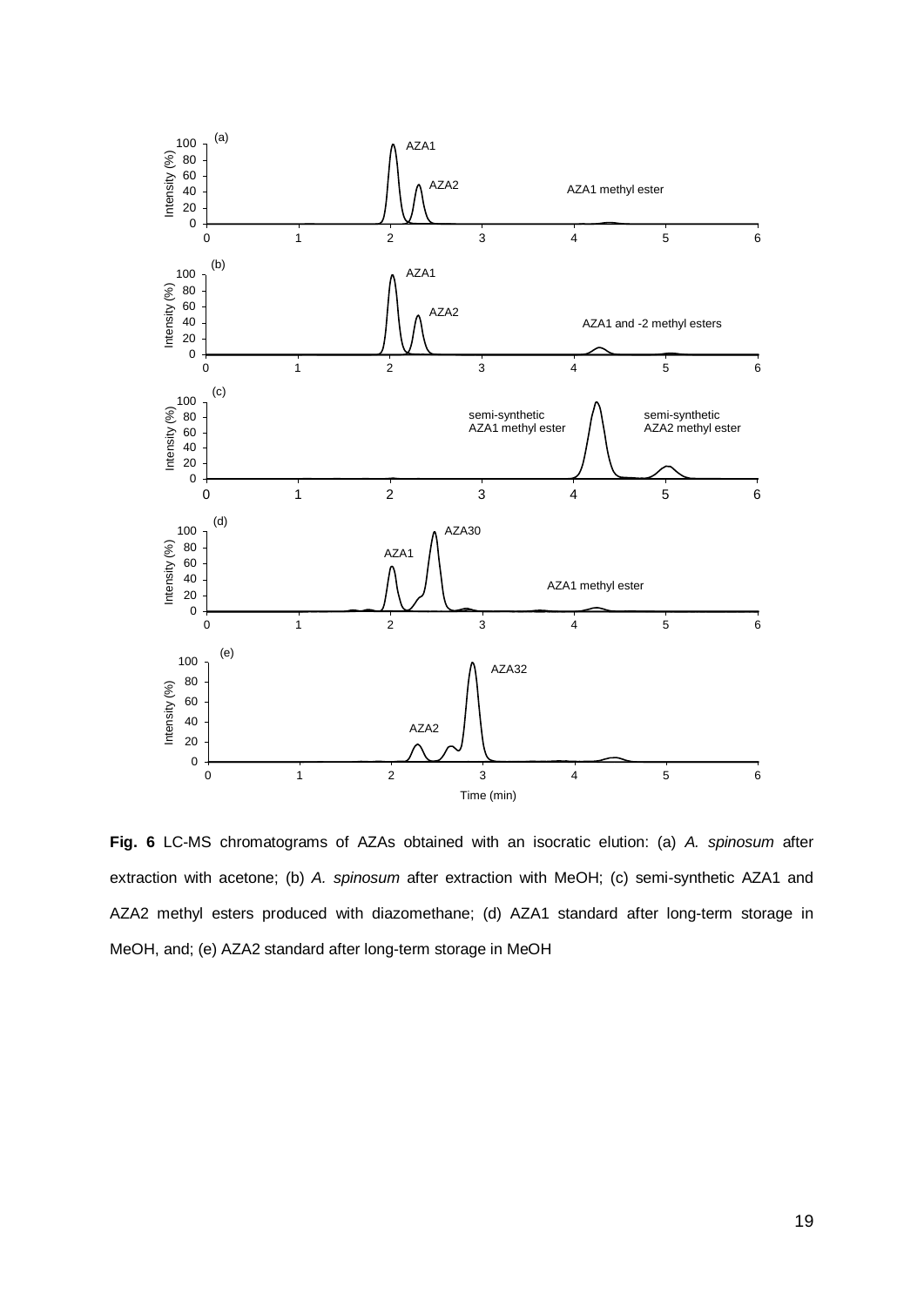**Fig. 6** LC-MS chromatograms of AZAs obtained with an isocratic elution: (a) *A. spinosum* after extraction with acetone; (b) *A. spinosum* after extraction with MeOH; (c) semi-synthetic AZA1 and AZA2 methyl esters produced with diazomethane; (d) AZA1 standard after long-term storage in MeOH, and; (e) AZA2 standard after long-term storage in MeOH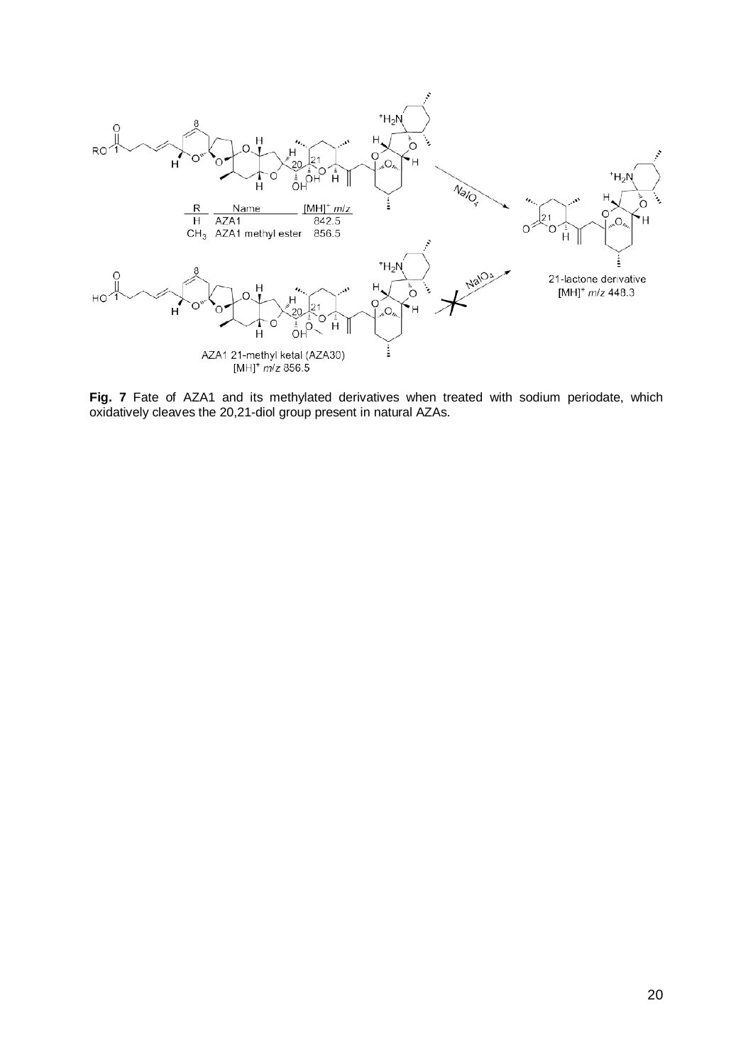| R | Name | $[MH]^+$ *m/z* |
| --- | --- | --- |
| H | AZA1 | 842.5 |
| $CH_3$ | AZA1 methyl ester | 856.5 |

21-lactone derivative
$[MH]^+$ *m/z* 448.3

AZA1 21-methyl ketal (AZA30)
$[MH]^+$ *m/z* 856.5

**Fig. 7** Fate of AZA1 and its methylated derivatives when treated with sodium periodate, which oxidatively cleaves the 20,21-diol group present in natural AZAs.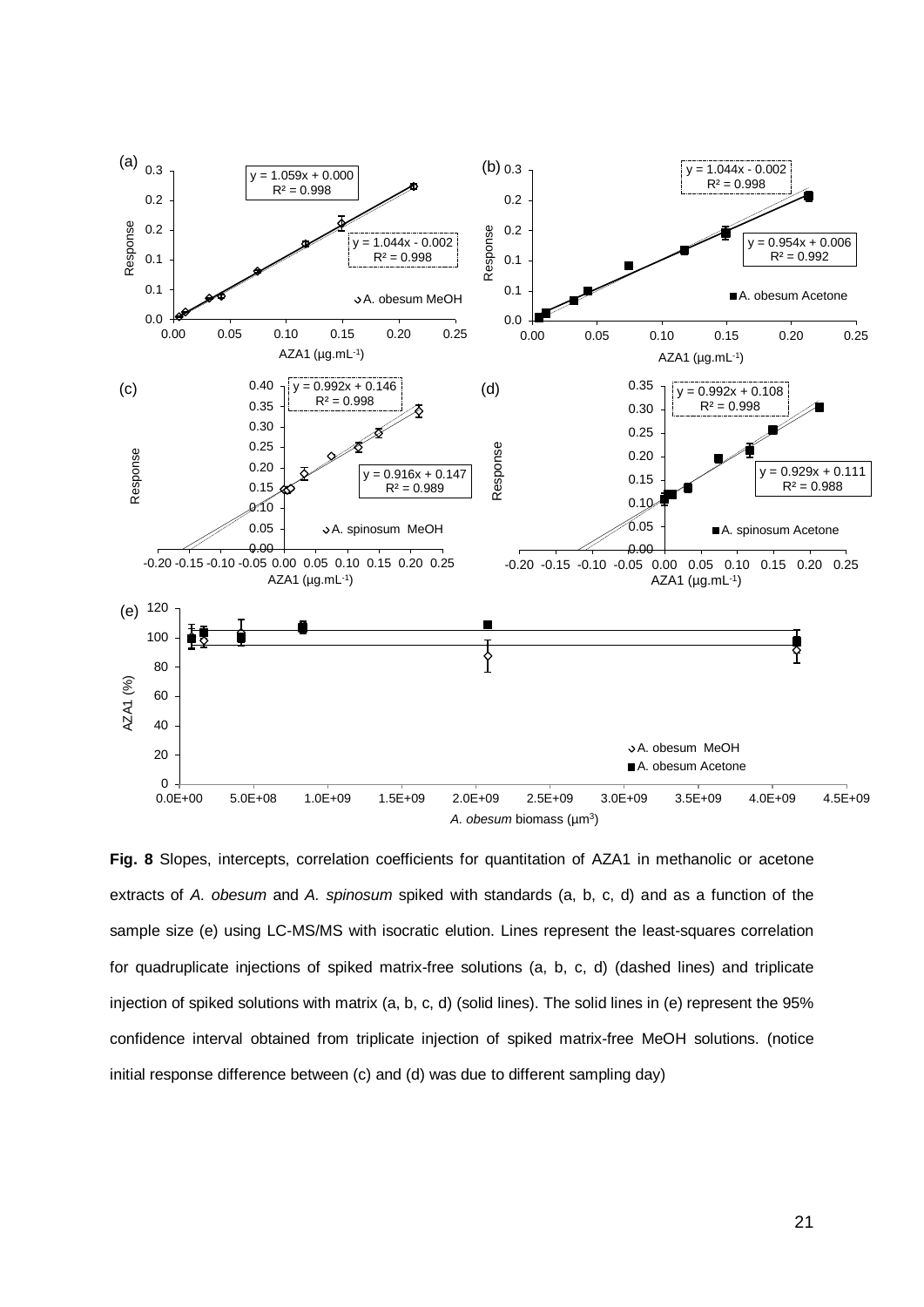**Fig. 8** Slopes, intercepts, correlation coefficients for quantitation of AZA1 in methanolic or acetone extracts of *A. obesum* and *A. spinosum* spiked with standards (a, b, c, d) and as a function of the sample size (e) using LC-MS/MS with isocratic elution. Lines represent the least-squares correlation for quadruplicate injections of spiked matrix-free solutions (a, b, c, d) (dashed lines) and triplicate injection of spiked solutions with matrix (a, b, c, d) (solid lines). The solid lines in (e) represent the 95% confidence interval obtained from triplicate injection of spiked matrix-free MeOH solutions. (notice initial response difference between (c) and (d) was due to different sampling day)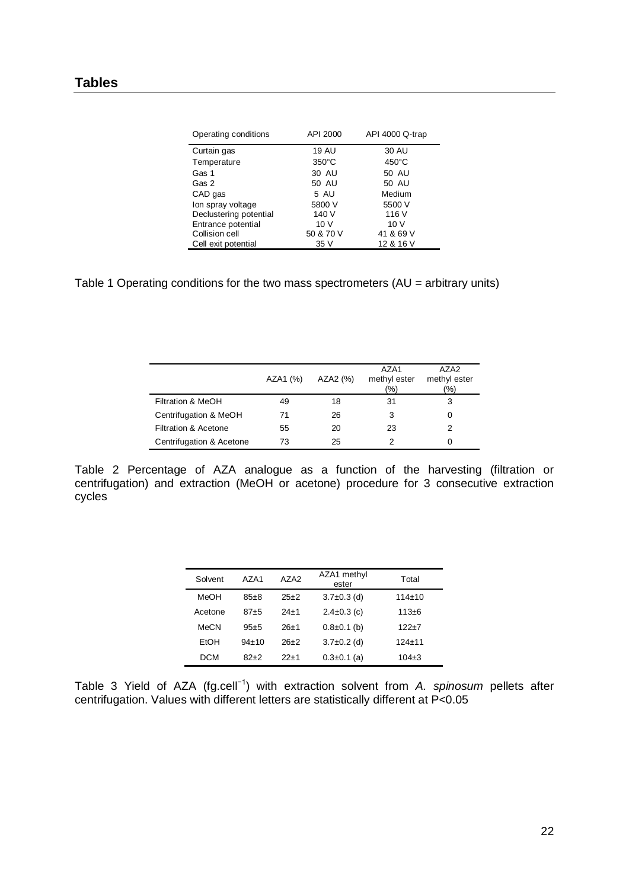## Tables

| Operating conditions | API 2000 | API 4000 Q-trap |
|---|---|---|
| Curtain gas | 19 AU | 30 AU |
| Temperature | 350°C | 450°C |
| Gas 1 | 30 AU | 50 AU |
| Gas 2 | 50 AU | 50 AU |
| CAD gas | 5 AU | Medium |
| Ion spray voltage | 5800 V | 5500 V |
| Declustering potential | 140 V | 116 V |
| Entrance potential | 10 V | 10 V |
| Collision cell | 50 & 70 V | 41 & 69 V |
| Cell exit potential | 35 V | 12 & 16 V |

Table 1 Operating conditions for the two mass spectrometers (AU = arbitrary units)

| | AZA1 (%) | AZA2 (%) | AZA1 methyl ester (%) | AZA2 methyl ester (%) |
|---|---|---|---|---|
| Filtration & MeOH | 49 | 18 | 31 | 3 |
| Centrifugation & MeOH | 71 | 26 | 3 | 0 |
| Filtration & Acetone | 55 | 20 | 23 | 2 |
| Centrifugation & Acetone | 73 | 25 | 2 | 0 |

Table 2 Percentage of AZA analogue as a function of the harvesting (filtration or centrifugation) and extraction (MeOH or acetone) procedure for 3 consecutive extraction cycles

| Solvent | AZA1 | AZA2 | AZA1 methyl ester | Total |
|---|---|---|---|---|
| MeOH | 85±8 | 25±2 | 3.7±0.3 (d) | 114±10 |
| Acetone | 87±5 | 24±1 | 2.4±0.3 (c) | 113±6 |
| MeCN | 95±5 | 26±1 | 0.8±0.1 (b) | 122±7 |
| EtOH | 94±10 | 26±2 | 3.7±0.2 (d) | 124±11 |
| DCM | 82±2 | 22±1 | 0.3±0.1 (a) | 104±3 |

Table 3 Yield of AZA (fg.cell$^{-1}$) with extraction solvent from *A. spinosum* pellets after centrifugation. Values with different letters are statistically different at $P<0.05$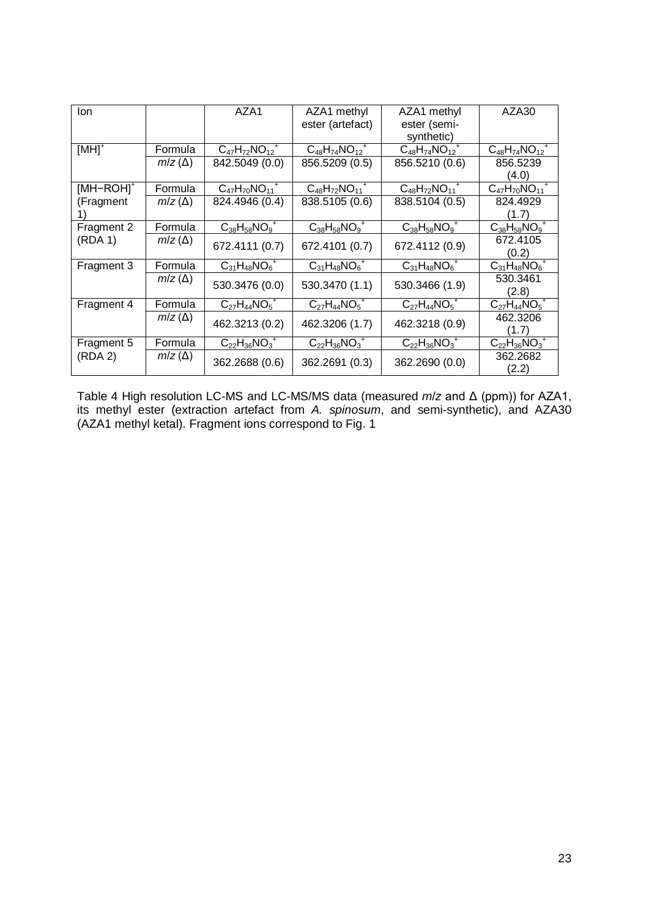| Ion | | AZA1 | AZA1 methyl ester (artefact) | AZA1 methyl ester (semi-synthetic) | AZA30 |
|---|---|---|---|---|---|
| $[MH]^+$ | Formula | $C_{47}H_{72}NO_{12}^+$ | $C_{48}H_{74}NO_{12}^+$ | $C_{48}H_{74}NO_{12}^+$ | $C_{48}H_{74}NO_{12}^+$ |
| | *m*/*z* (Δ) | 842.5049 (0.0) | 856.5209 (0.5) | 856.5210 (0.6) | 856.5239 (4.0) |
| $[MH−ROH]^+$ (Fragment 1) | Formula | $C_{47}H_{70}NO_{11}^+$ | $C_{48}H_{72}NO_{11}^+$ | $C_{48}H_{72}NO_{11}^+$ | $C_{47}H_{70}NO_{11}^+$ |
| | *m*/*z* (Δ) | 824.4946 (0.4) | 838.5105 (0.6) | 838.5104 (0.5) | 824.4929 (1.7) |
| Fragment 2 (RDA 1) | Formula | $C_{38}H_{58}NO_9^+$ | $C_{38}H_{58}NO_9^+$ | $C_{38}H_{58}NO_9^+$ | $C_{38}H_{58}NO_9^+$ |
| | *m*/*z* (Δ) | 672.4111 (0.7) | 672.4101 (0.7) | 672.4112 (0.9) | 672.4105 (0.2) |
| Fragment 3 | Formula | $C_{31}H_{48}NO_6^+$ | $C_{31}H_{48}NO_6^+$ | $C_{31}H_{48}NO_6^+$ | $C_{31}H_{48}NO_6^+$ |
| | *m*/*z* (Δ) | 530.3476 (0.0) | 530.3470 (1.1) | 530.3466 (1.9) | 530.3461 (2.8) |
| Fragment 4 | Formula | $C_{27}H_{44}NO_5^+$ | $C_{27}H_{44}NO_5^+$ | $C_{27}H_{44}NO_5^+$ | $C_{27}H_{44}NO_5^+$ |
| | *m*/*z* (Δ) | 462.3213 (0.2) | 462.3206 (1.7) | 462.3218 (0.9) | 462.3206 (1.7) |
| Fragment 5 (RDA 2) | Formula | $C_{22}H_{36}NO_3^+$ | $C_{22}H_{36}NO_3^+$ | $C_{22}H_{36}NO_3^+$ | $C_{22}H_{36}NO_3^+$ |
| | *m*/*z* (Δ) | 362.2688 (0.6) | 362.2691 (0.3) | 362.2690 (0.0) | 362.2682 (2.2) |

Table 4 High resolution LC-MS and LC-MS/MS data (measured *m*/*z* and Δ (ppm)) for AZA1, its methyl ester (extraction artefact from *A. spinosum*, and semi-synthetic), and AZA30 (AZA1 methyl ketal). Fragment ions correspond to Fig. 1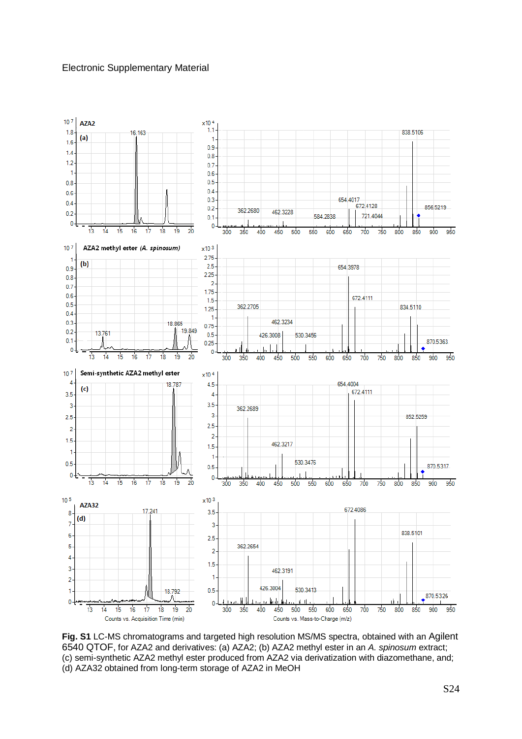Electronic Supplementary Material

**Fig. S1** LC-MS chromatograms and targeted high resolution MS/MS spectra, obtained with an Agilent 6540 QTOF, for AZA2 and derivatives: (a) AZA2; (b) AZA2 methyl ester in an *A. spinosum* extract; (c) semi-synthetic AZA2 methyl ester produced from AZA2 via derivatization with diazomethane, and; (d) AZA32 obtained from long-term storage of AZA2 in MeOH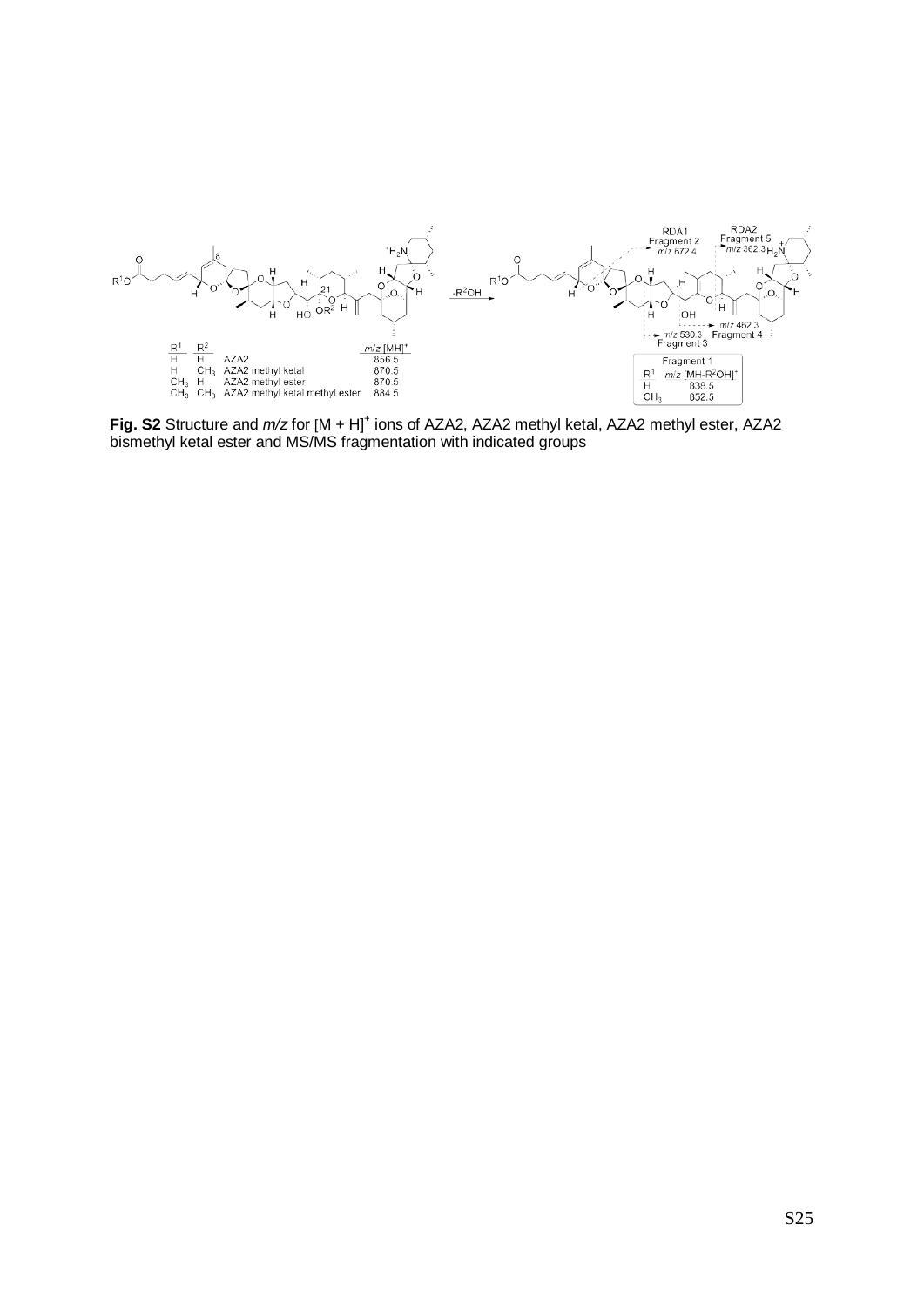| $R^1$ | $R^2$ | | $m/z$ $[MH]^+$ |
|---|---|---|---|
| H | H | AZA2 | 856.5 |
| H | $CH_3$ | AZA2 methyl ketal | 870.5 |
| $CH_3$ | H | AZA2 methyl ester | 870.5 |
| $CH_3$ | $CH_3$ | AZA2 methyl ketal methyl ester | 884.5 |

$-R^2OH$

RDA1 Fragment 2 $m/z$ 672.4

RDA2 Fragment 5 $m/z$ 362.3

$m/z$ 462.3 Fragment 4

$m/z$ 530.3 Fragment 3

| Fragment 1 | |
|---|---|
| $R^1$ | $m/z$ $[MH-R^2OH]^+$ |
| H | 838.5 |
| $CH_3$ | 852.5 |

**Fig. S2** Structure and *m/z* for $[M + H]^+$ ions of AZA2, AZA2 methyl ketal, AZA2 methyl ester, AZA2 bismethyl ketal ester and MS/MS fragmentation with indicated groups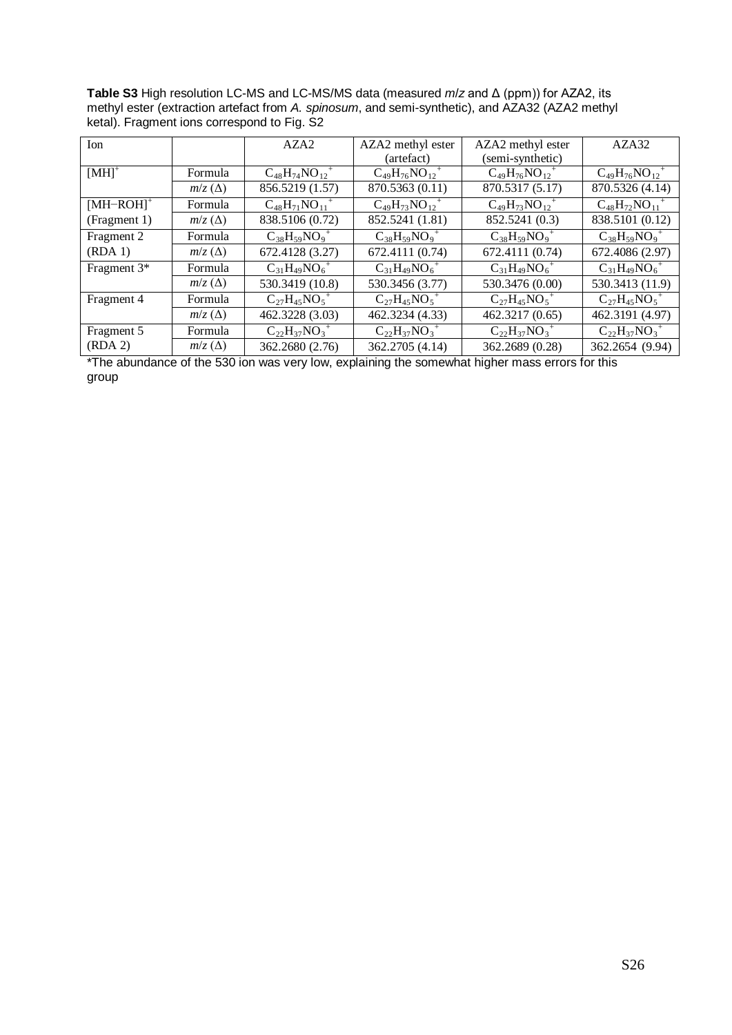**Table S3** High resolution LC-MS and LC-MS/MS data (measured *m/z* and Δ (ppm)) for AZA2, its methyl ester (extraction artefact from *A. spinosum*, and semi-synthetic), and AZA32 (AZA2 methyl ketal). Fragment ions correspond to Fig. S2

| Ion | | AZA2 | AZA2 methyl ester (artefact) | AZA2 methyl ester (semi-synthetic) | AZA32 |
|---|---|---|---|---|---|
| $[MH]^+$ | Formula | $C_{48}H_{74}NO_{12}^+$ | $C_{49}H_{76}NO_{12}^+$ | $C_{49}H_{76}NO_{12}^+$ | $C_{49}H_{76}NO_{12}^+$ |
| | $m/z$ (Δ) | 856.5219 (1.57) | 870.5363 (0.11) | 870.5317 (5.17) | 870.5326 (4.14) |
| $[MH{-}ROH]^+$ (Fragment 1) | Formula | $C_{48}H_{71}NO_{11}^+$ | $C_{49}H_{73}NO_{12}^+$ | $C_{49}H_{73}NO_{12}^+$ | $C_{48}H_{72}NO_{11}^+$ |
| | $m/z$ (Δ) | 838.5106 (0.72) | 852.5241 (1.81) | 852.5241 (0.3) | 838.5101 (0.12) |
| Fragment 2 (RDA 1) | Formula | $C_{38}H_{59}NO_9^+$ | $C_{38}H_{59}NO_9^+$ | $C_{38}H_{59}NO_9^+$ | $C_{38}H_{59}NO_9^+$ |
| | $m/z$ (Δ) | 672.4128 (3.27) | 672.4111 (0.74) | 672.4111 (0.74) | 672.4086 (2.97) |
| Fragment 3* | Formula | $C_{31}H_{49}NO_6^+$ | $C_{31}H_{49}NO_6^+$ | $C_{31}H_{49}NO_6^+$ | $C_{31}H_{49}NO_6^+$ |
| | $m/z$ (Δ) | 530.3419 (10.8) | 530.3456 (3.77) | 530.3476 (0.00) | 530.3413 (11.9) |
| Fragment 4 | Formula | $C_{27}H_{45}NO_5^+$ | $C_{27}H_{45}NO_5^+$ | $C_{27}H_{45}NO_5^+$ | $C_{27}H_{45}NO_5^+$ |
| | $m/z$ (Δ) | 462.3228 (3.03) | 462.3234 (4.33) | 462.3217 (0.65) | 462.3191 (4.97) |
| Fragment 5 (RDA 2) | Formula | $C_{22}H_{37}NO_3^+$ | $C_{22}H_{37}NO_3^+$ | $C_{22}H_{37}NO_3^+$ | $C_{22}H_{37}NO_3^+$ |
| | $m/z$ (Δ) | 362.2680 (2.76) | 362.2705 (4.14) | 362.2689 (0.28) | 362.2654 (9.94) |

*The abundance of the 530 ion was very low, explaining the somewhat higher mass errors for this group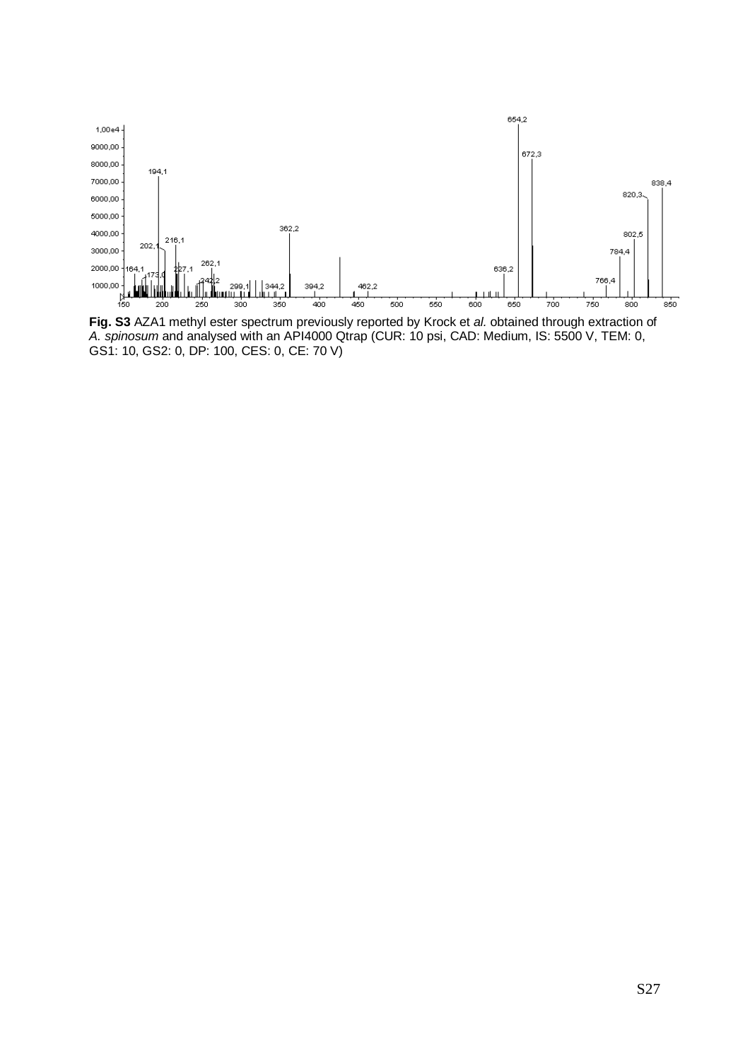**Fig. S3** AZA1 methyl ester spectrum previously reported by Krock et *al.* obtained through extraction of *A. spinosum* and analysed with an API4000 Qtrap (CUR: 10 psi, CAD: Medium, IS: 5500 V, TEM: 0, GS1: 10, GS2: 0, DP: 100, CES: 0, CE: 70 V)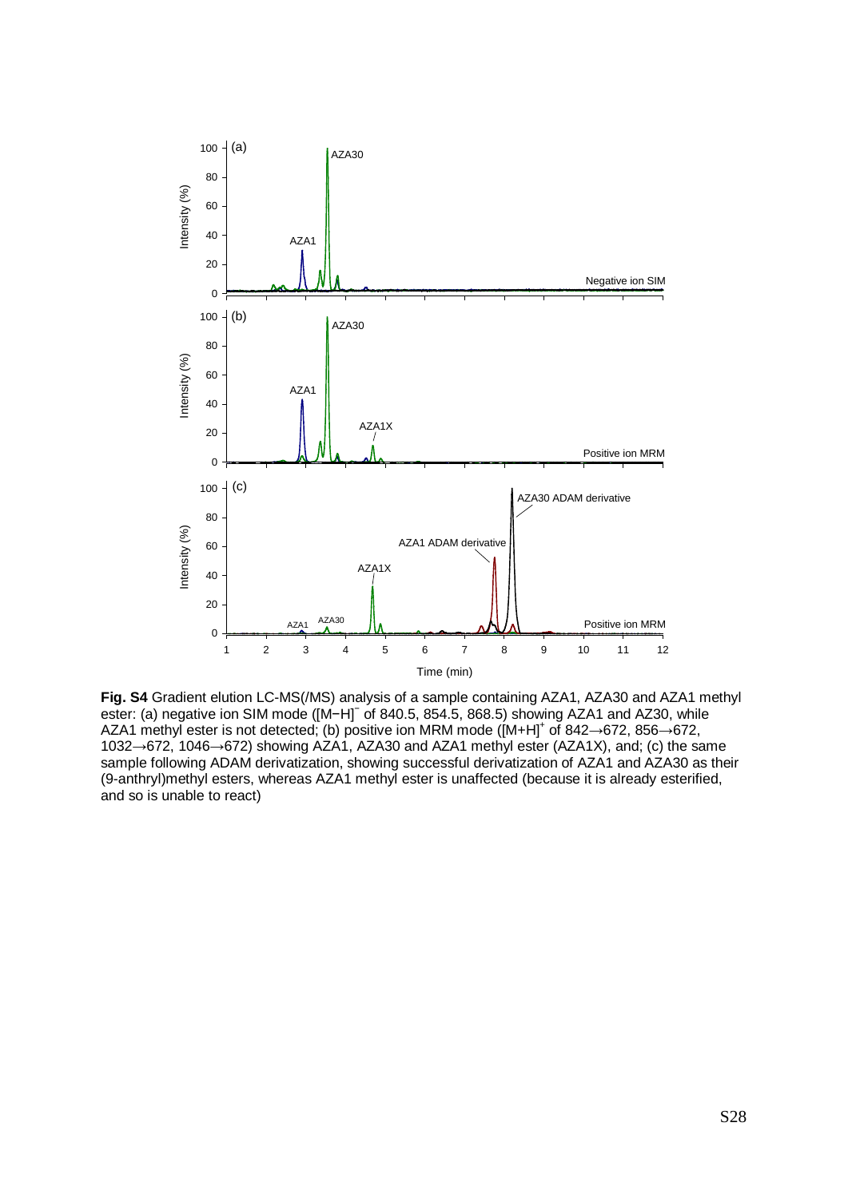**Fig. S4** Gradient elution LC-MS(/MS) analysis of a sample containing AZA1, AZA30 and AZA1 methyl ester: (a) negative ion SIM mode ($[M{-}H]^{-}$ of 840.5, 854.5, 868.5) showing AZA1 and AZ30, while AZA1 methyl ester is not detected; (b) positive ion MRM mode ($[M{+}H]^{+}$ of 842→672, 856→672, 1032→672, 1046→672) showing AZA1, AZA30 and AZA1 methyl ester (AZA1X), and; (c) the same sample following ADAM derivatization, showing successful derivatization of AZA1 and AZA30 as their (9-anthryl)methyl esters, whereas AZA1 methyl ester is unaffected (because it is already esterified, and so is unable to react)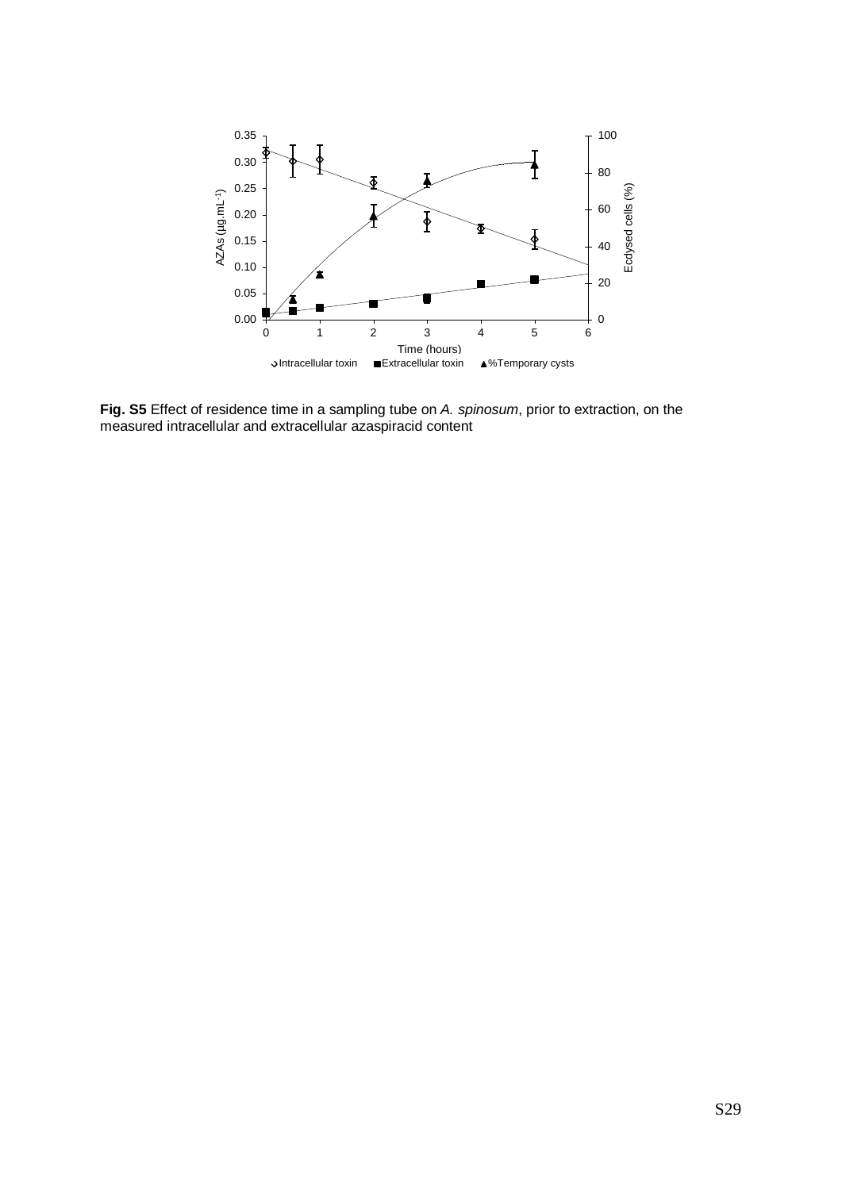**Fig. S5** Effect of residence time in a sampling tube on *A. spinosum*, prior to extraction, on the measured intracellular and extracellular azaspiracid content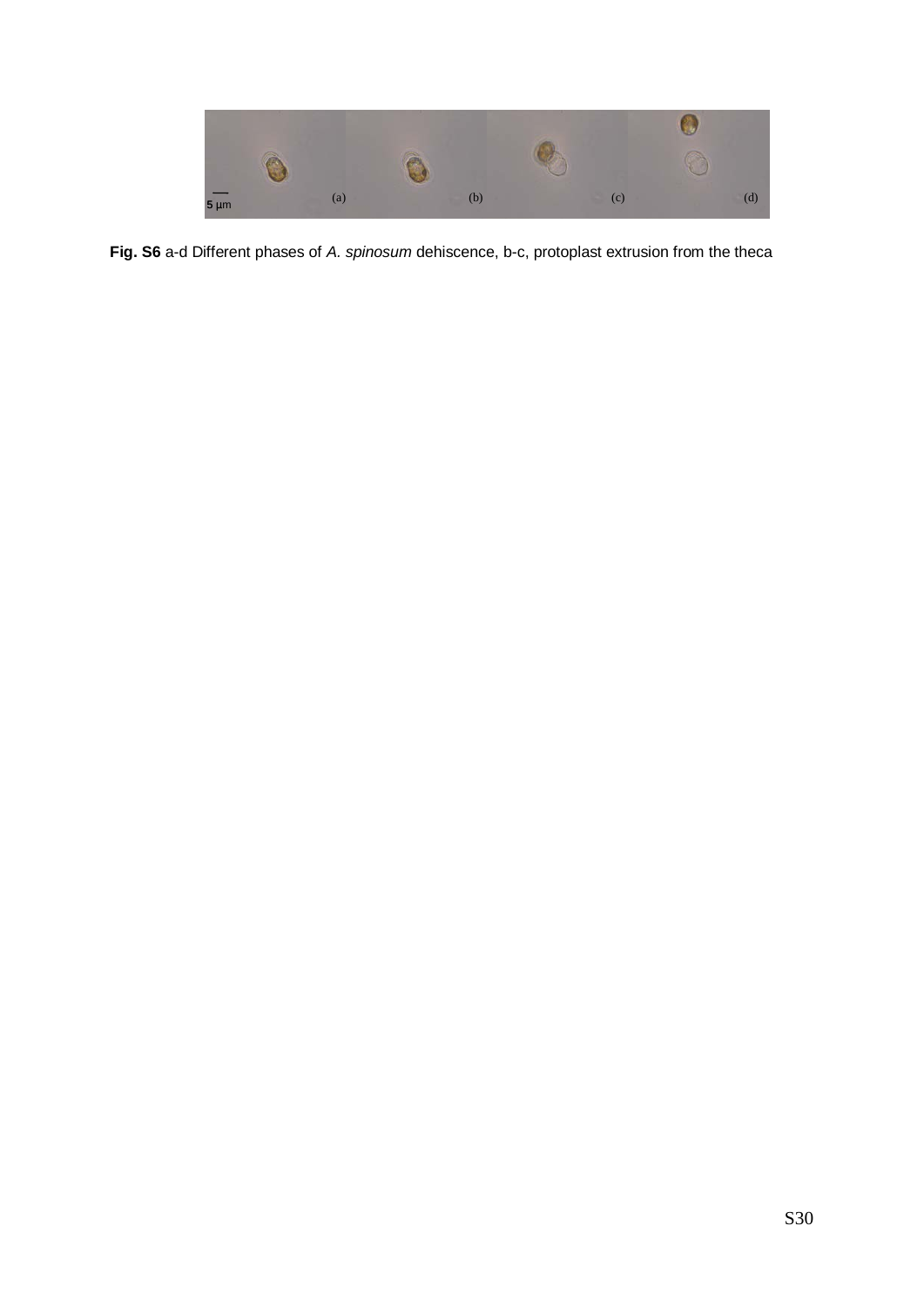5 µm

(a)

(b)

(c)

(d)

**Fig. S6** a-d Different phases of *A. spinosum* dehiscence, b-c, protoplast extrusion from the theca